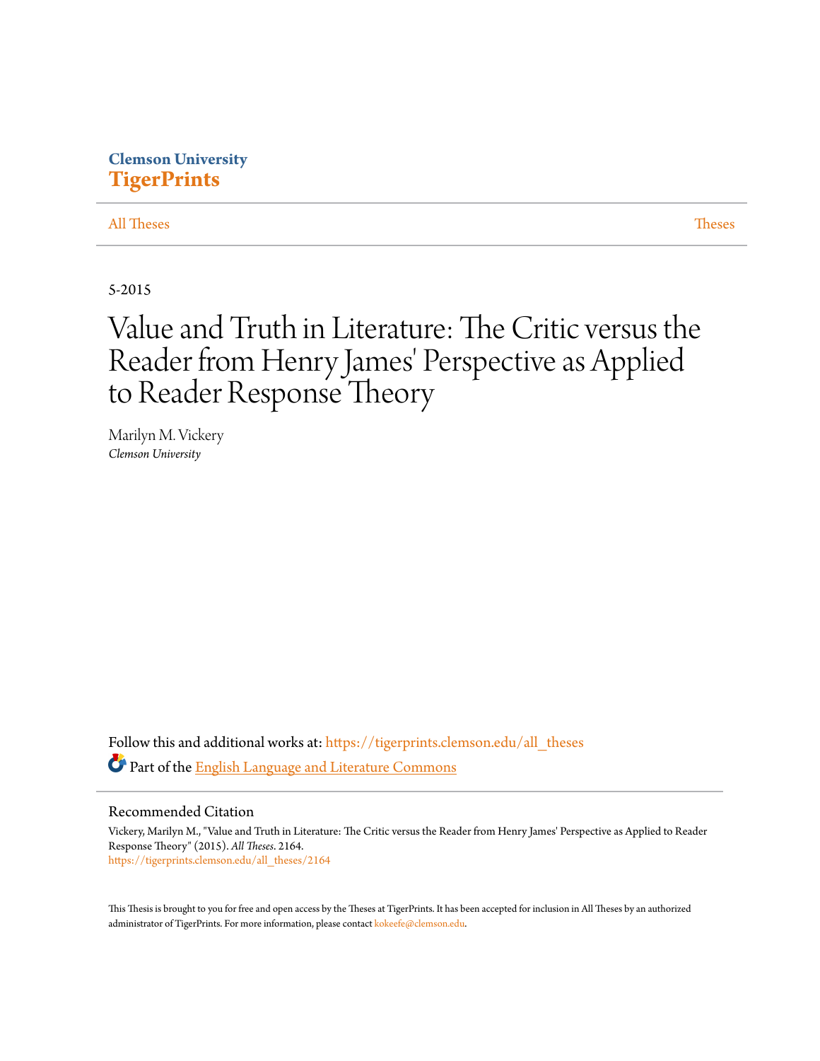Clemson University
**TigerPrints**

All Theses | Theses

5-2015

# Value and Truth in Literature: The Critic versus the Reader from Henry James' Perspective as Applied to Reader Response Theory

Marilyn M. Vickery
*Clemson University*

Follow this and additional works at: https://tigerprints.clemson.edu/all_theses

Part of the English Language and Literature Commons

## Recommended Citation

Vickery, Marilyn M., "Value and Truth in Literature: The Critic versus the Reader from Henry James' Perspective as Applied to Reader Response Theory" (2015). *All Theses*. 2164.
https://tigerprints.clemson.edu/all_theses/2164

This Thesis is brought to you for free and open access by the Theses at TigerPrints. It has been accepted for inclusion in All Theses by an authorized administrator of TigerPrints. For more information, please contact kokeefe@clemson.edu.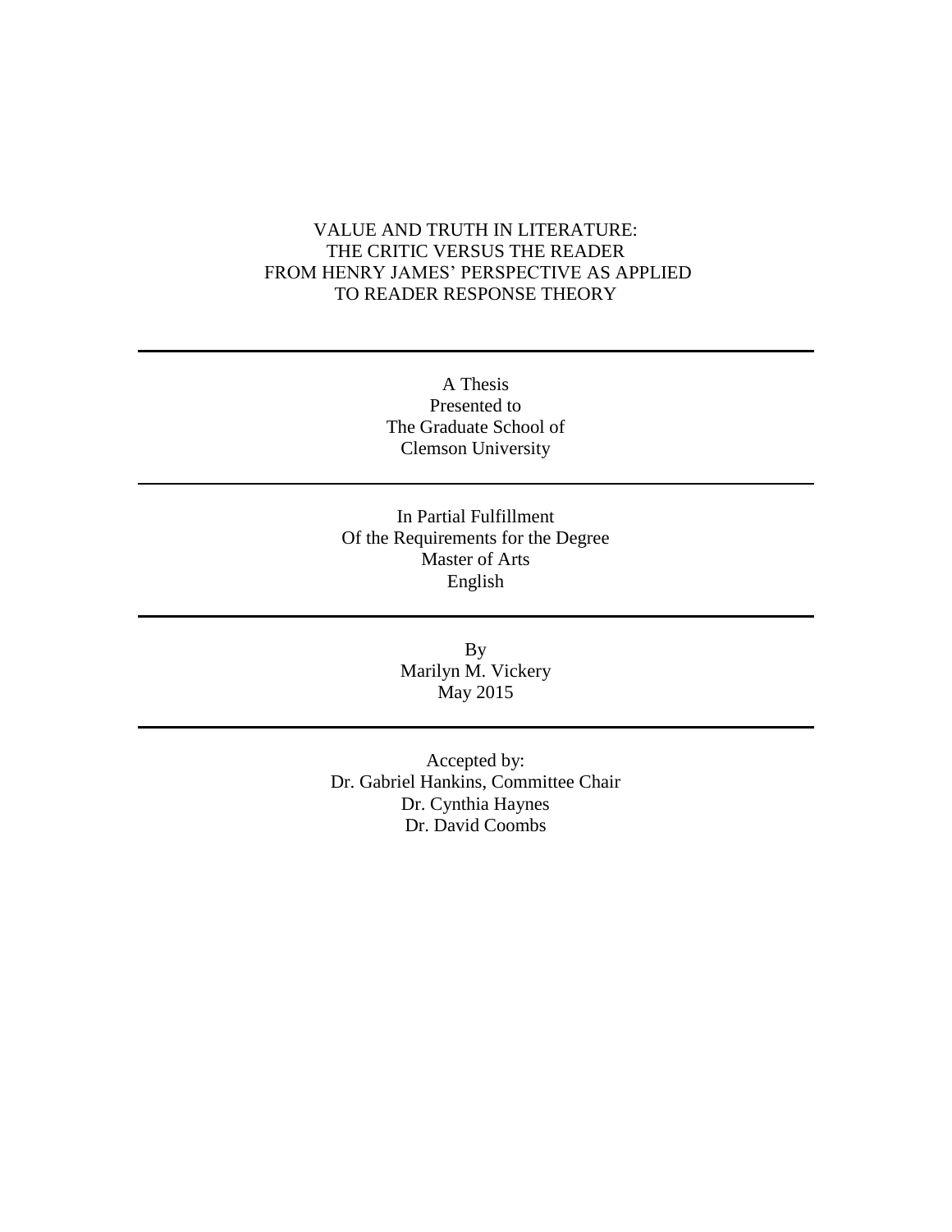# VALUE AND TRUTH IN LITERATURE: THE CRITIC VERSUS THE READER FROM HENRY JAMES' PERSPECTIVE AS APPLIED TO READER RESPONSE THEORY

---

A Thesis
Presented to
The Graduate School of
Clemson University

---

In Partial Fulfillment
Of the Requirements for the Degree
Master of Arts
English

---

By
Marilyn M. Vickery
May 2015

---

Accepted by:
Dr. Gabriel Hankins, Committee Chair
Dr. Cynthia Haynes
Dr. David Coombs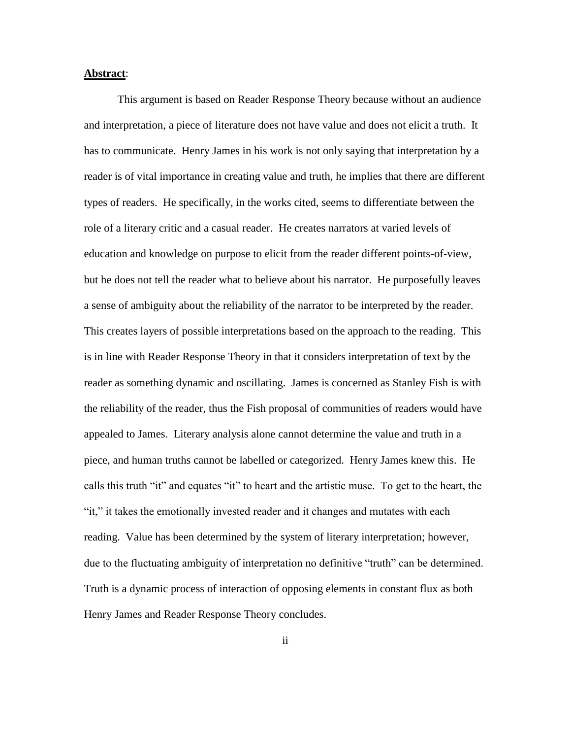**<u>Abstract</u>**:

This argument is based on Reader Response Theory because without an audience and interpretation, a piece of literature does not have value and does not elicit a truth. It has to communicate. Henry James in his work is not only saying that interpretation by a reader is of vital importance in creating value and truth, he implies that there are different types of readers. He specifically, in the works cited, seems to differentiate between the role of a literary critic and a casual reader. He creates narrators at varied levels of education and knowledge on purpose to elicit from the reader different points-of-view, but he does not tell the reader what to believe about his narrator. He purposefully leaves a sense of ambiguity about the reliability of the narrator to be interpreted by the reader. This creates layers of possible interpretations based on the approach to the reading. This is in line with Reader Response Theory in that it considers interpretation of text by the reader as something dynamic and oscillating. James is concerned as Stanley Fish is with the reliability of the reader, thus the Fish proposal of communities of readers would have appealed to James. Literary analysis alone cannot determine the value and truth in a piece, and human truths cannot be labelled or categorized. Henry James knew this. He calls this truth "it" and equates "it" to heart and the artistic muse. To get to the heart, the "it," it takes the emotionally invested reader and it changes and mutates with each reading. Value has been determined by the system of literary interpretation; however, due to the fluctuating ambiguity of interpretation no definitive "truth" can be determined. Truth is a dynamic process of interaction of opposing elements in constant flux as both Henry James and Reader Response Theory concludes.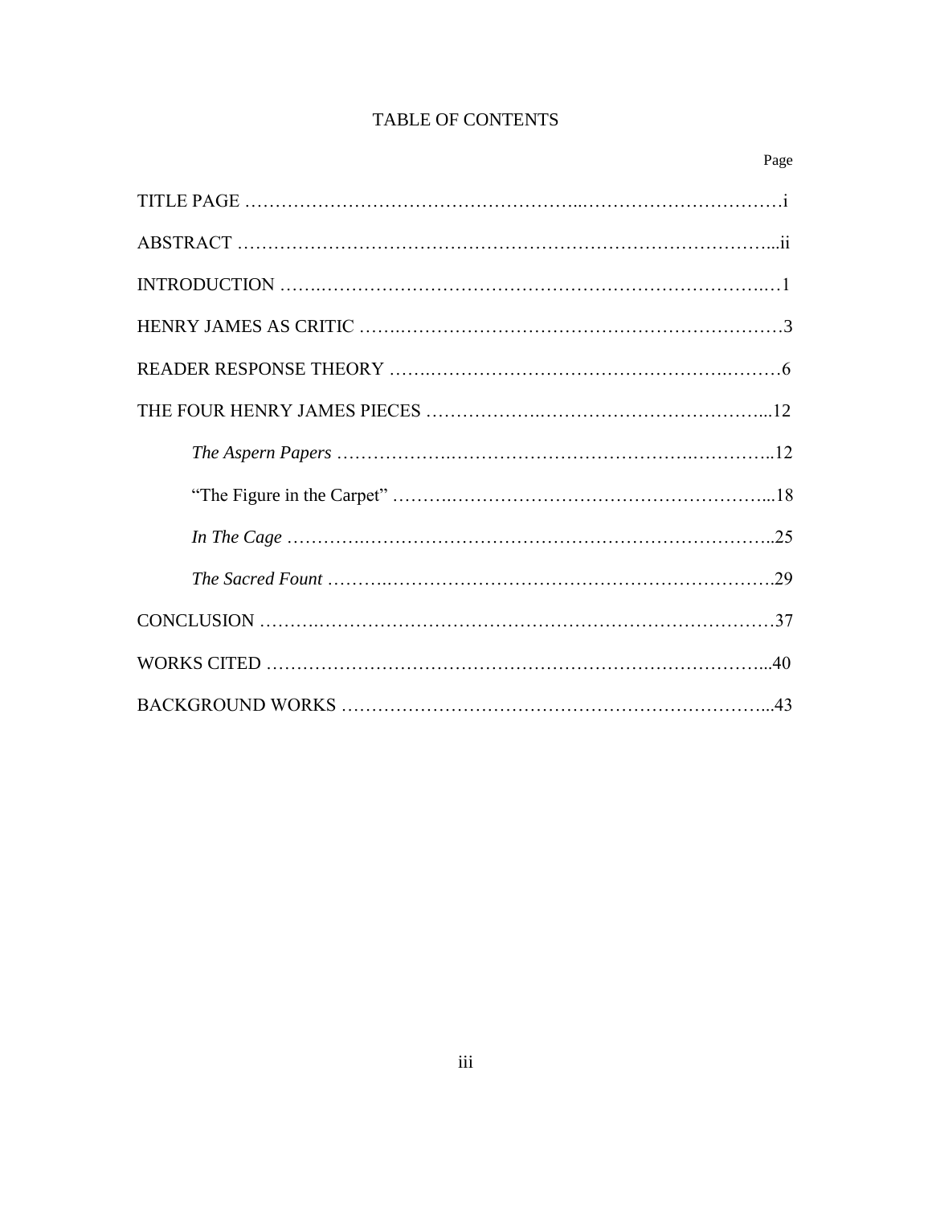# TABLE OF CONTENTS

Page

TITLE PAGE …………………………………………………..……………………………i

ABSTRACT ………………………………………………………………………………...ii

INTRODUCTION …….…………………………………………………………………..…1

HENRY JAMES AS CRITIC …….………………………………………………………3

READER RESPONSE THEORY …….………………………………….…………….………6

THE FOUR HENRY JAMES PIECES ……………….………………………………...12

- *The Aspern Papers* ……………….….………………………….……….…………..12
- "The Figure in the Carpet" ……….……………………………………………...18
- *In The Cage* ………….……………………………………………………………..25
- *The Sacred Fount* ……….……………………….…………………………….29

CONCLUSION ……….……………………………………………………………………37

WORKS CITED ……………………………………………………….……………...40

BACKGROUND WORKS ……….……………………………………….…………...43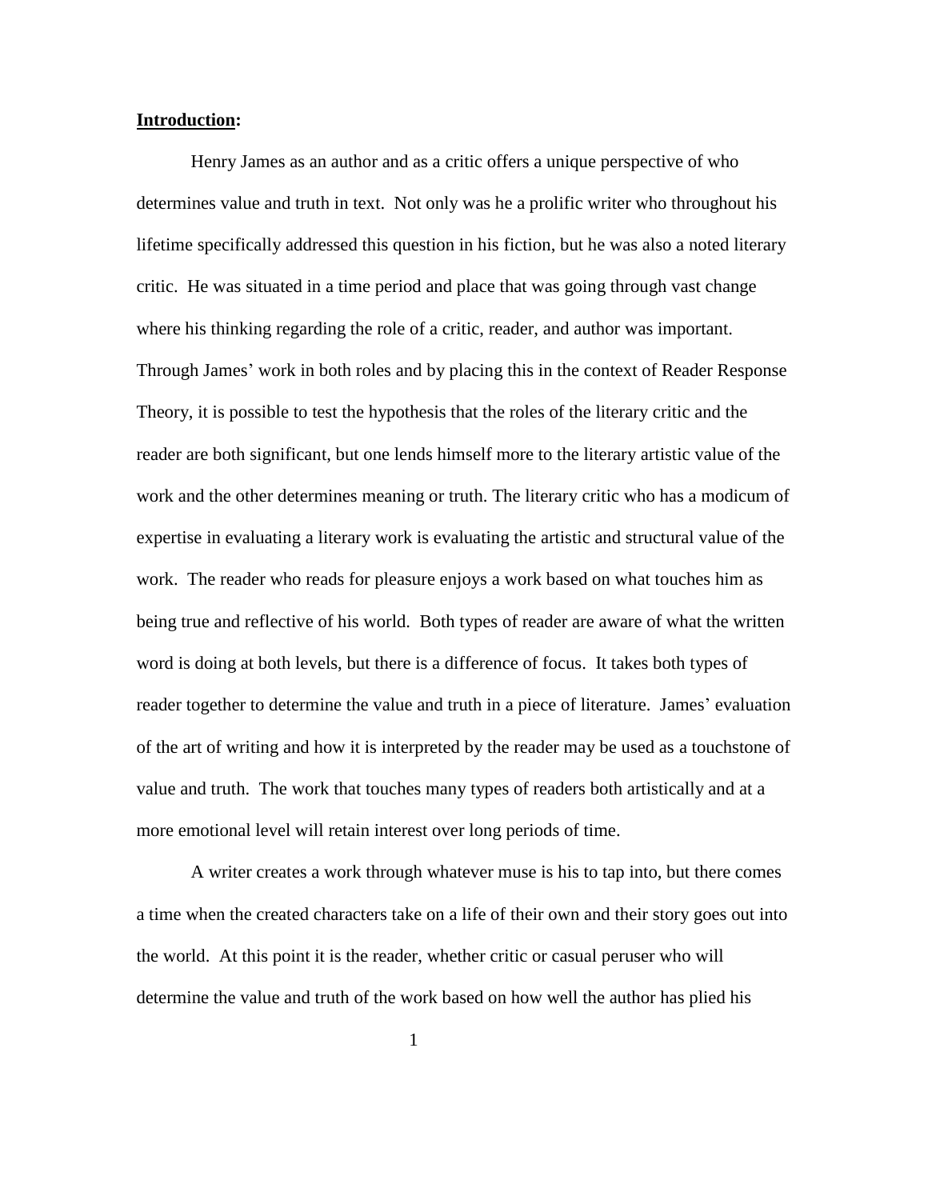**<u>Introduction</u>:**

Henry James as an author and as a critic offers a unique perspective of who determines value and truth in text. Not only was he a prolific writer who throughout his lifetime specifically addressed this question in his fiction, but he was also a noted literary critic. He was situated in a time period and place that was going through vast change where his thinking regarding the role of a critic, reader, and author was important. Through James' work in both roles and by placing this in the context of Reader Response Theory, it is possible to test the hypothesis that the roles of the literary critic and the reader are both significant, but one lends himself more to the literary artistic value of the work and the other determines meaning or truth. The literary critic who has a modicum of expertise in evaluating a literary work is evaluating the artistic and structural value of the work. The reader who reads for pleasure enjoys a work based on what touches him as being true and reflective of his world. Both types of reader are aware of what the written word is doing at both levels, but there is a difference of focus. It takes both types of reader together to determine the value and truth in a piece of literature. James' evaluation of the art of writing and how it is interpreted by the reader may be used as a touchstone of value and truth. The work that touches many types of readers both artistically and at a more emotional level will retain interest over long periods of time.

A writer creates a work through whatever muse is his to tap into, but there comes a time when the created characters take on a life of their own and their story goes out into the world. At this point it is the reader, whether critic or casual peruser who will determine the value and truth of the work based on how well the author has plied his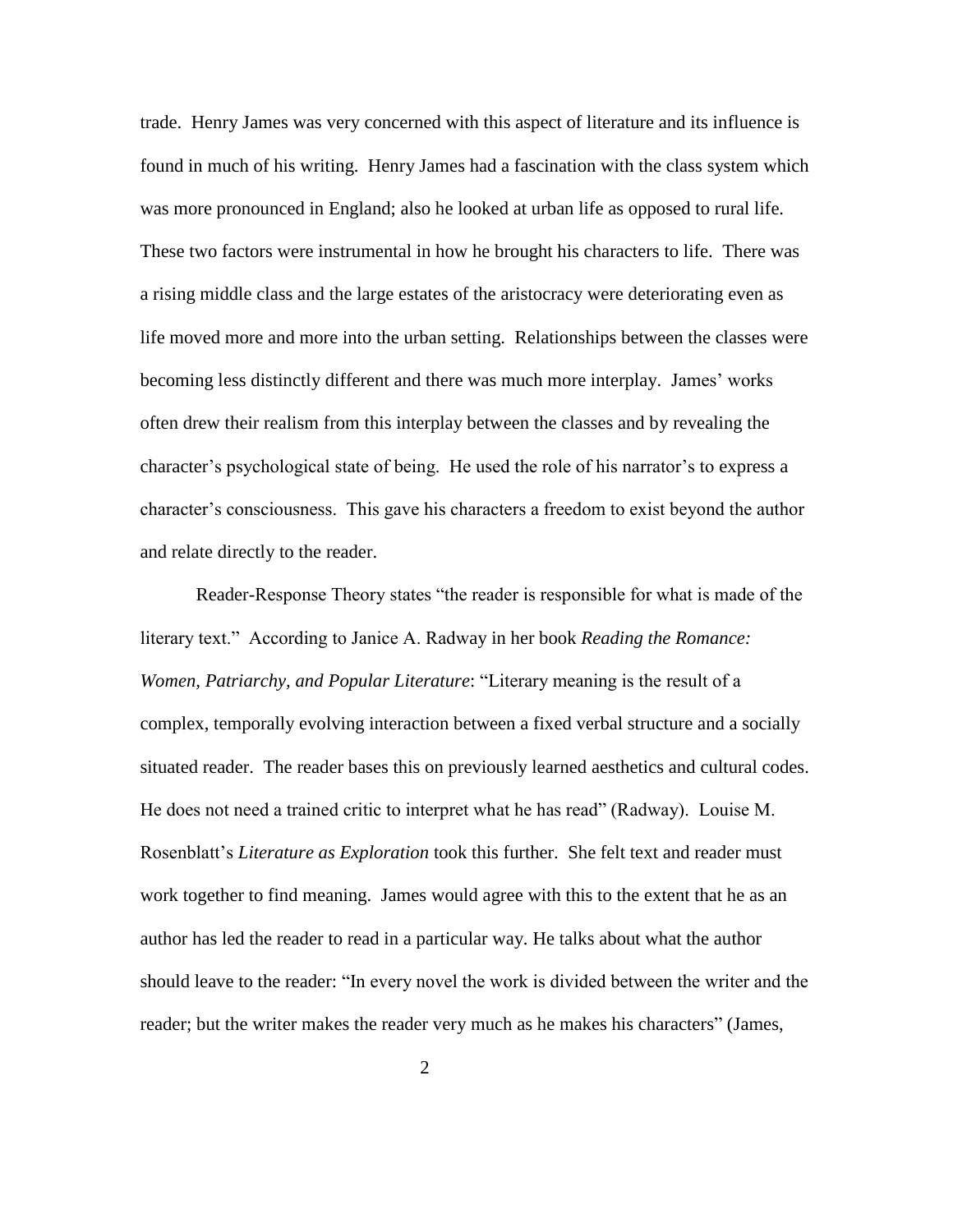trade. Henry James was very concerned with this aspect of literature and its influence is found in much of his writing. Henry James had a fascination with the class system which was more pronounced in England; also he looked at urban life as opposed to rural life. These two factors were instrumental in how he brought his characters to life. There was a rising middle class and the large estates of the aristocracy were deteriorating even as life moved more and more into the urban setting. Relationships between the classes were becoming less distinctly different and there was much more interplay. James' works often drew their realism from this interplay between the classes and by revealing the character's psychological state of being. He used the role of his narrator's to express a character's consciousness. This gave his characters a freedom to exist beyond the author and relate directly to the reader.

Reader-Response Theory states "the reader is responsible for what is made of the literary text." According to Janice A. Radway in her book *Reading the Romance: Women, Patriarchy, and Popular Literature*: "Literary meaning is the result of a complex, temporally evolving interaction between a fixed verbal structure and a socially situated reader. The reader bases this on previously learned aesthetics and cultural codes. He does not need a trained critic to interpret what he has read" (Radway). Louise M. Rosenblatt's *Literature as Exploration* took this further. She felt text and reader must work together to find meaning. James would agree with this to the extent that he as an author has led the reader to read in a particular way. He talks about what the author should leave to the reader: "In every novel the work is divided between the writer and the reader; but the writer makes the reader very much as he makes his characters" (James,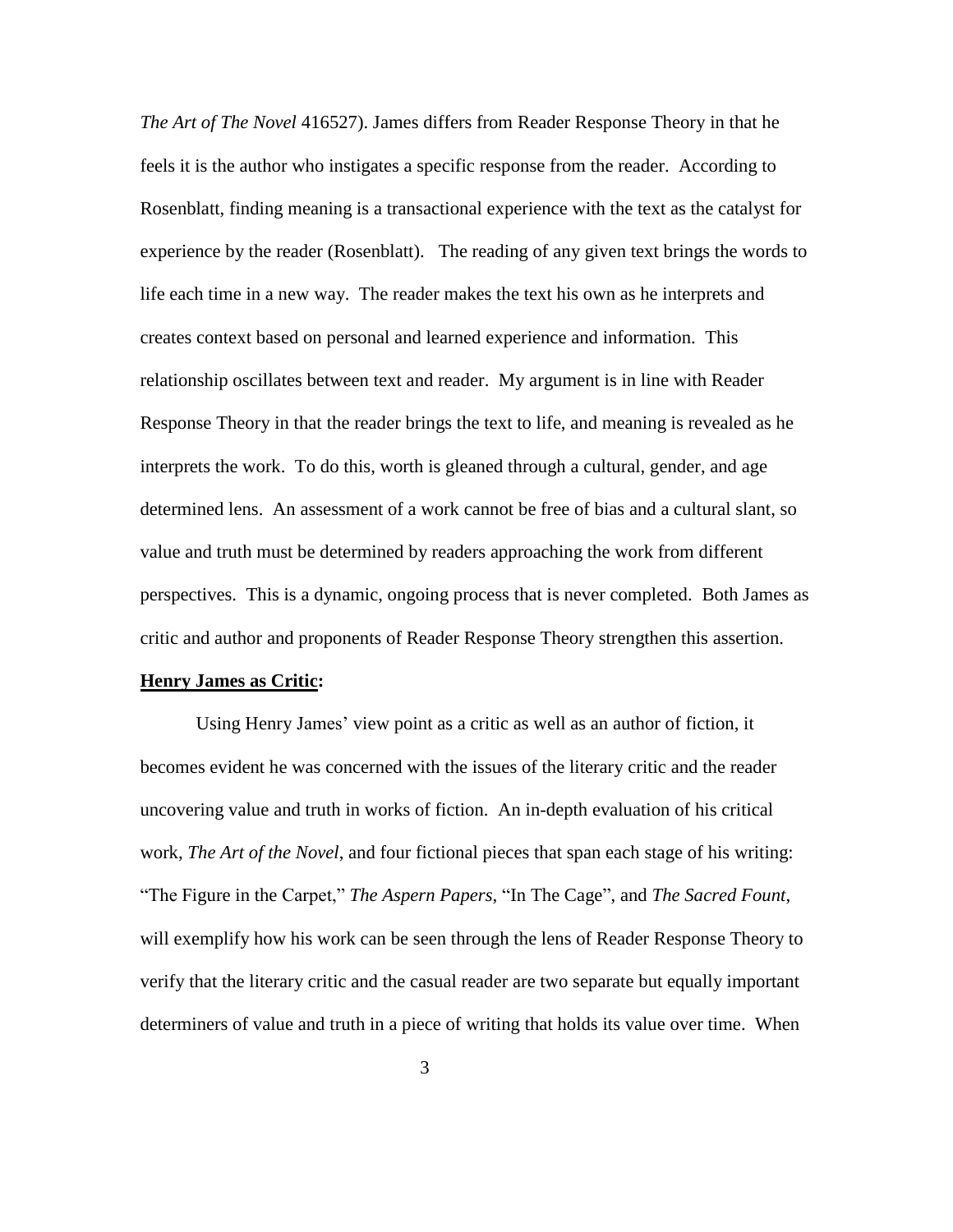*The Art of The Novel* 416527). James differs from Reader Response Theory in that he feels it is the author who instigates a specific response from the reader. According to Rosenblatt, finding meaning is a transactional experience with the text as the catalyst for experience by the reader (Rosenblatt). The reading of any given text brings the words to life each time in a new way. The reader makes the text his own as he interprets and creates context based on personal and learned experience and information. This relationship oscillates between text and reader. My argument is in line with Reader Response Theory in that the reader brings the text to life, and meaning is revealed as he interprets the work. To do this, worth is gleaned through a cultural, gender, and age determined lens. An assessment of a work cannot be free of bias and a cultural slant, so value and truth must be determined by readers approaching the work from different perspectives. This is a dynamic, ongoing process that is never completed. Both James as critic and author and proponents of Reader Response Theory strengthen this assertion.

**<u>Henry James as Critic</u>:**

Using Henry James' view point as a critic as well as an author of fiction, it becomes evident he was concerned with the issues of the literary critic and the reader uncovering value and truth in works of fiction. An in-depth evaluation of his critical work, *The Art of the Novel*, and four fictional pieces that span each stage of his writing: "The Figure in the Carpet," *The Aspern Papers*, "In The Cage", and *The Sacred Fount*, will exemplify how his work can be seen through the lens of Reader Response Theory to verify that the literary critic and the casual reader are two separate but equally important determiners of value and truth in a piece of writing that holds its value over time. When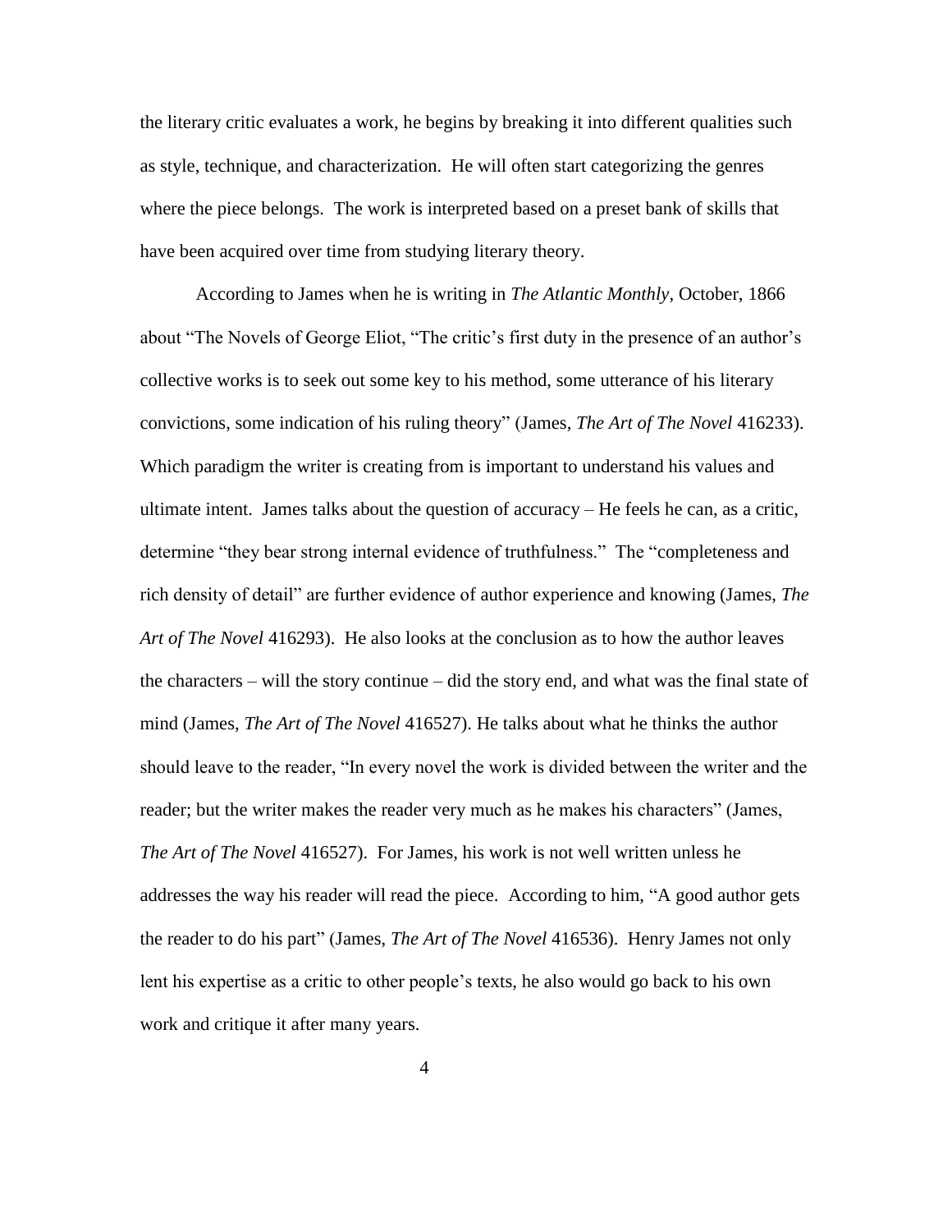the literary critic evaluates a work, he begins by breaking it into different qualities such as style, technique, and characterization. He will often start categorizing the genres where the piece belongs. The work is interpreted based on a preset bank of skills that have been acquired over time from studying literary theory.

According to James when he is writing in *The Atlantic Monthly*, October, 1866 about "The Novels of George Eliot, "The critic's first duty in the presence of an author's collective works is to seek out some key to his method, some utterance of his literary convictions, some indication of his ruling theory" (James, *The Art of The Novel* 416233). Which paradigm the writer is creating from is important to understand his values and ultimate intent. James talks about the question of accuracy – He feels he can, as a critic, determine "they bear strong internal evidence of truthfulness." The "completeness and rich density of detail" are further evidence of author experience and knowing (James, *The Art of The Novel* 416293). He also looks at the conclusion as to how the author leaves the characters – will the story continue – did the story end, and what was the final state of mind (James, *The Art of The Novel* 416527). He talks about what he thinks the author should leave to the reader, "In every novel the work is divided between the writer and the reader; but the writer makes the reader very much as he makes his characters" (James, *The Art of The Novel* 416527). For James, his work is not well written unless he addresses the way his reader will read the piece. According to him, "A good author gets the reader to do his part" (James, *The Art of The Novel* 416536). Henry James not only lent his expertise as a critic to other people's texts, he also would go back to his own work and critique it after many years.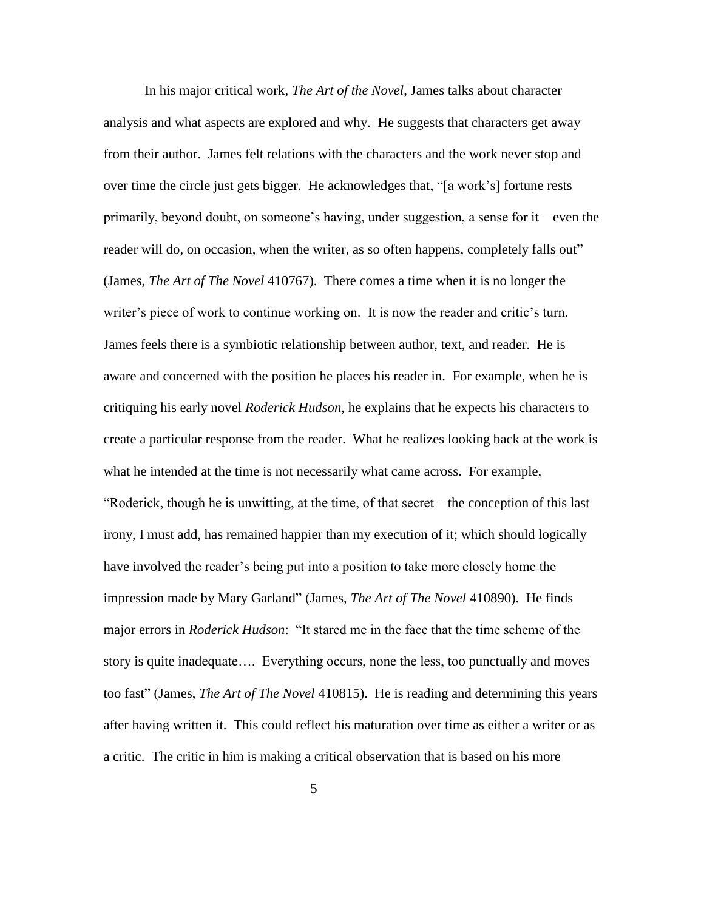In his major critical work, *The Art of the Novel*, James talks about character analysis and what aspects are explored and why. He suggests that characters get away from their author. James felt relations with the characters and the work never stop and over time the circle just gets bigger. He acknowledges that, "[a work's] fortune rests primarily, beyond doubt, on someone's having, under suggestion, a sense for it – even the reader will do, on occasion, when the writer, as so often happens, completely falls out" (James, *The Art of The Novel* 410767). There comes a time when it is no longer the writer's piece of work to continue working on. It is now the reader and critic's turn. James feels there is a symbiotic relationship between author, text, and reader. He is aware and concerned with the position he places his reader in. For example, when he is critiquing his early novel *Roderick Hudson*, he explains that he expects his characters to create a particular response from the reader. What he realizes looking back at the work is what he intended at the time is not necessarily what came across. For example, "Roderick, though he is unwitting, at the time, of that secret – the conception of this last irony, I must add, has remained happier than my execution of it; which should logically have involved the reader's being put into a position to take more closely home the impression made by Mary Garland" (James, *The Art of The Novel* 410890). He finds major errors in *Roderick Hudson*: "It stared me in the face that the time scheme of the story is quite inadequate…. Everything occurs, none the less, too punctually and moves too fast" (James, *The Art of The Novel* 410815). He is reading and determining this years after having written it. This could reflect his maturation over time as either a writer or as a critic. The critic in him is making a critical observation that is based on his more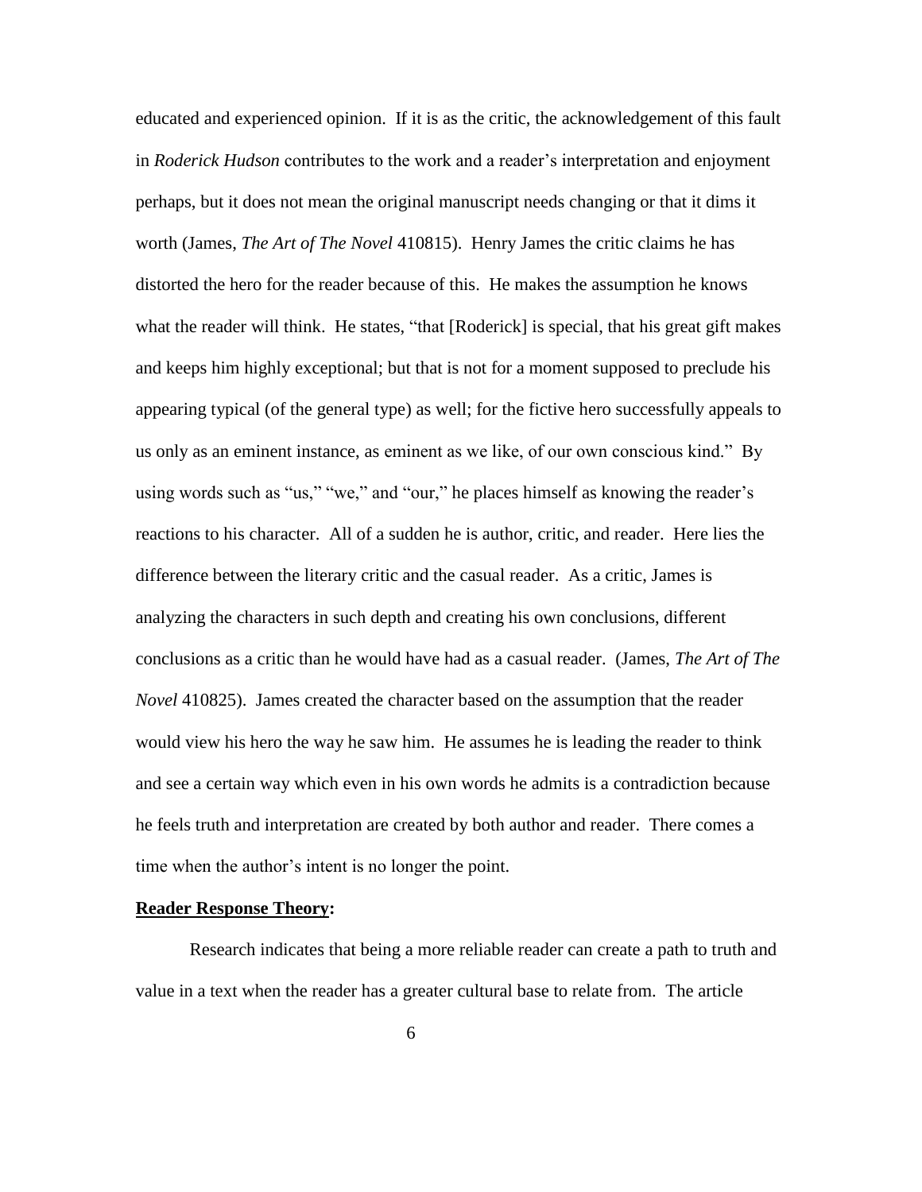educated and experienced opinion. If it is as the critic, the acknowledgement of this fault in *Roderick Hudson* contributes to the work and a reader's interpretation and enjoyment perhaps, but it does not mean the original manuscript needs changing or that it dims it worth (James, *The Art of The Novel* 410815). Henry James the critic claims he has distorted the hero for the reader because of this. He makes the assumption he knows what the reader will think. He states, "that [Roderick] is special, that his great gift makes and keeps him highly exceptional; but that is not for a moment supposed to preclude his appearing typical (of the general type) as well; for the fictive hero successfully appeals to us only as an eminent instance, as eminent as we like, of our own conscious kind." By using words such as "us," "we," and "our," he places himself as knowing the reader's reactions to his character. All of a sudden he is author, critic, and reader. Here lies the difference between the literary critic and the casual reader. As a critic, James is analyzing the characters in such depth and creating his own conclusions, different conclusions as a critic than he would have had as a casual reader. (James, *The Art of The Novel* 410825). James created the character based on the assumption that the reader would view his hero the way he saw him. He assumes he is leading the reader to think and see a certain way which even in his own words he admits is a contradiction because he feels truth and interpretation are created by both author and reader. There comes a time when the author's intent is no longer the point.

**<u>Reader Response Theory</u>:**

Research indicates that being a more reliable reader can create a path to truth and value in a text when the reader has a greater cultural base to relate from. The article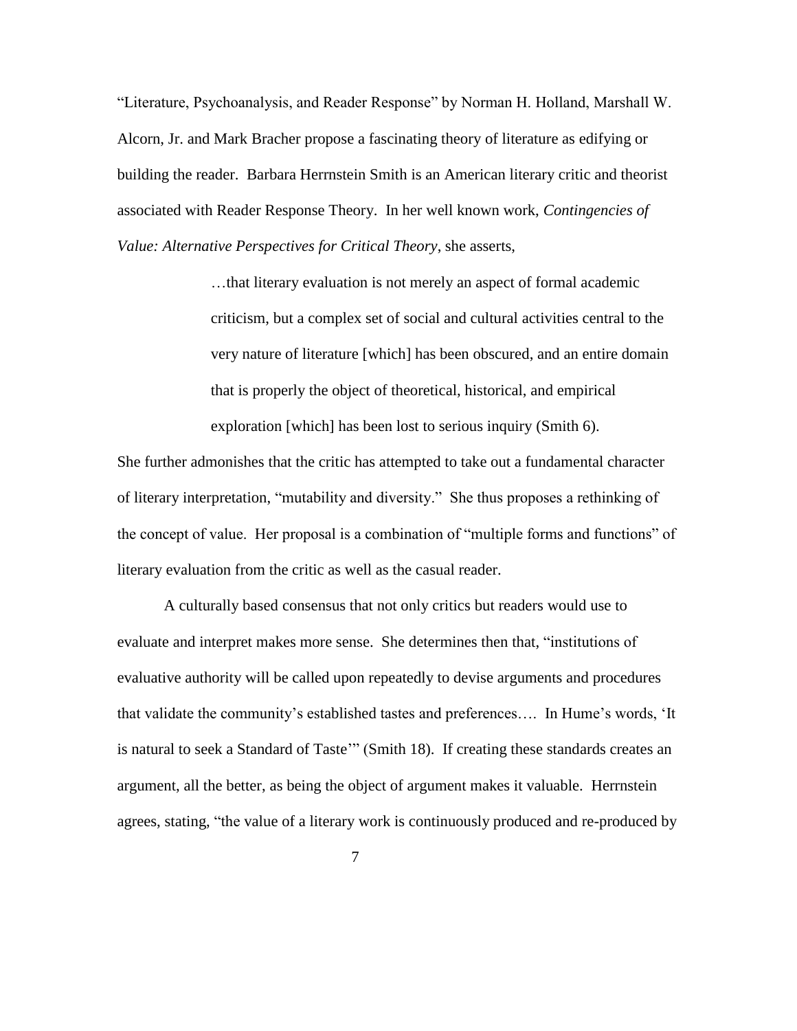"Literature, Psychoanalysis, and Reader Response" by Norman H. Holland, Marshall W. Alcorn, Jr. and Mark Bracher propose a fascinating theory of literature as edifying or building the reader. Barbara Herrnstein Smith is an American literary critic and theorist associated with Reader Response Theory. In her well known work, *Contingencies of Value: Alternative Perspectives for Critical Theory*, she asserts,

> …that literary evaluation is not merely an aspect of formal academic criticism, but a complex set of social and cultural activities central to the very nature of literature [which] has been obscured, and an entire domain that is properly the object of theoretical, historical, and empirical exploration [which] has been lost to serious inquiry (Smith 6).

She further admonishes that the critic has attempted to take out a fundamental character of literary interpretation, "mutability and diversity." She thus proposes a rethinking of the concept of value. Her proposal is a combination of "multiple forms and functions" of literary evaluation from the critic as well as the casual reader.

A culturally based consensus that not only critics but readers would use to evaluate and interpret makes more sense. She determines then that, "institutions of evaluative authority will be called upon repeatedly to devise arguments and procedures that validate the community's established tastes and preferences…. In Hume's words, 'It is natural to seek a Standard of Taste'" (Smith 18). If creating these standards creates an argument, all the better, as being the object of argument makes it valuable. Herrnstein agrees, stating, "the value of a literary work is continuously produced and re-produced by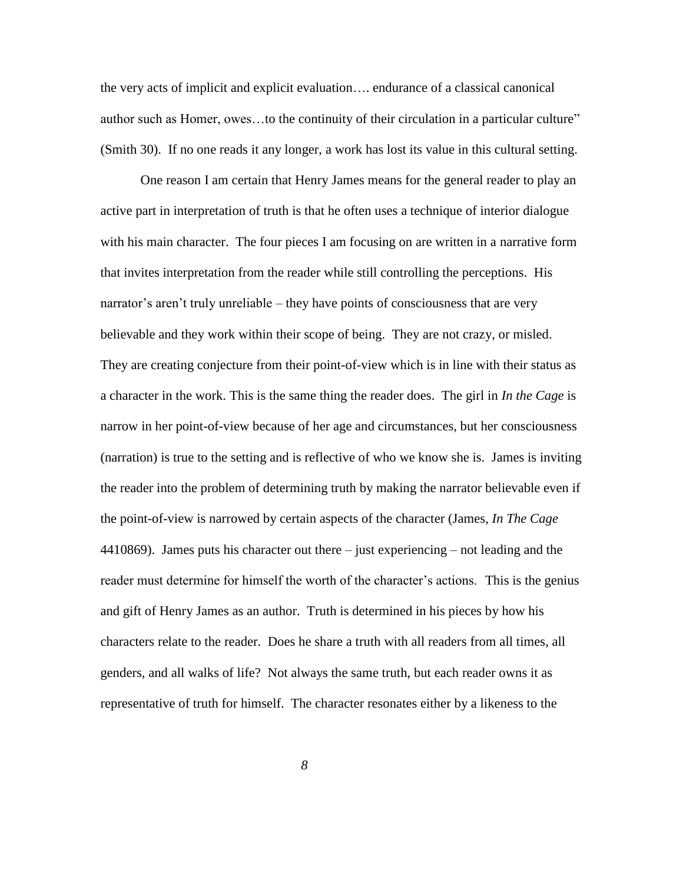the very acts of implicit and explicit evaluation…. endurance of a classical canonical author such as Homer, owes…to the continuity of their circulation in a particular culture" (Smith 30). If no one reads it any longer, a work has lost its value in this cultural setting.

One reason I am certain that Henry James means for the general reader to play an active part in interpretation of truth is that he often uses a technique of interior dialogue with his main character. The four pieces I am focusing on are written in a narrative form that invites interpretation from the reader while still controlling the perceptions. His narrator's aren't truly unreliable – they have points of consciousness that are very believable and they work within their scope of being. They are not crazy, or misled. They are creating conjecture from their point-of-view which is in line with their status as a character in the work. This is the same thing the reader does. The girl in *In the Cage* is narrow in her point-of-view because of her age and circumstances, but her consciousness (narration) is true to the setting and is reflective of who we know she is. James is inviting the reader into the problem of determining truth by making the narrator believable even if the point-of-view is narrowed by certain aspects of the character (James, *In The Cage* 4410869). James puts his character out there – just experiencing – not leading and the reader must determine for himself the worth of the character's actions. This is the genius and gift of Henry James as an author. Truth is determined in his pieces by how his characters relate to the reader. Does he share a truth with all readers from all times, all genders, and all walks of life? Not always the same truth, but each reader owns it as representative of truth for himself. The character resonates either by a likeness to the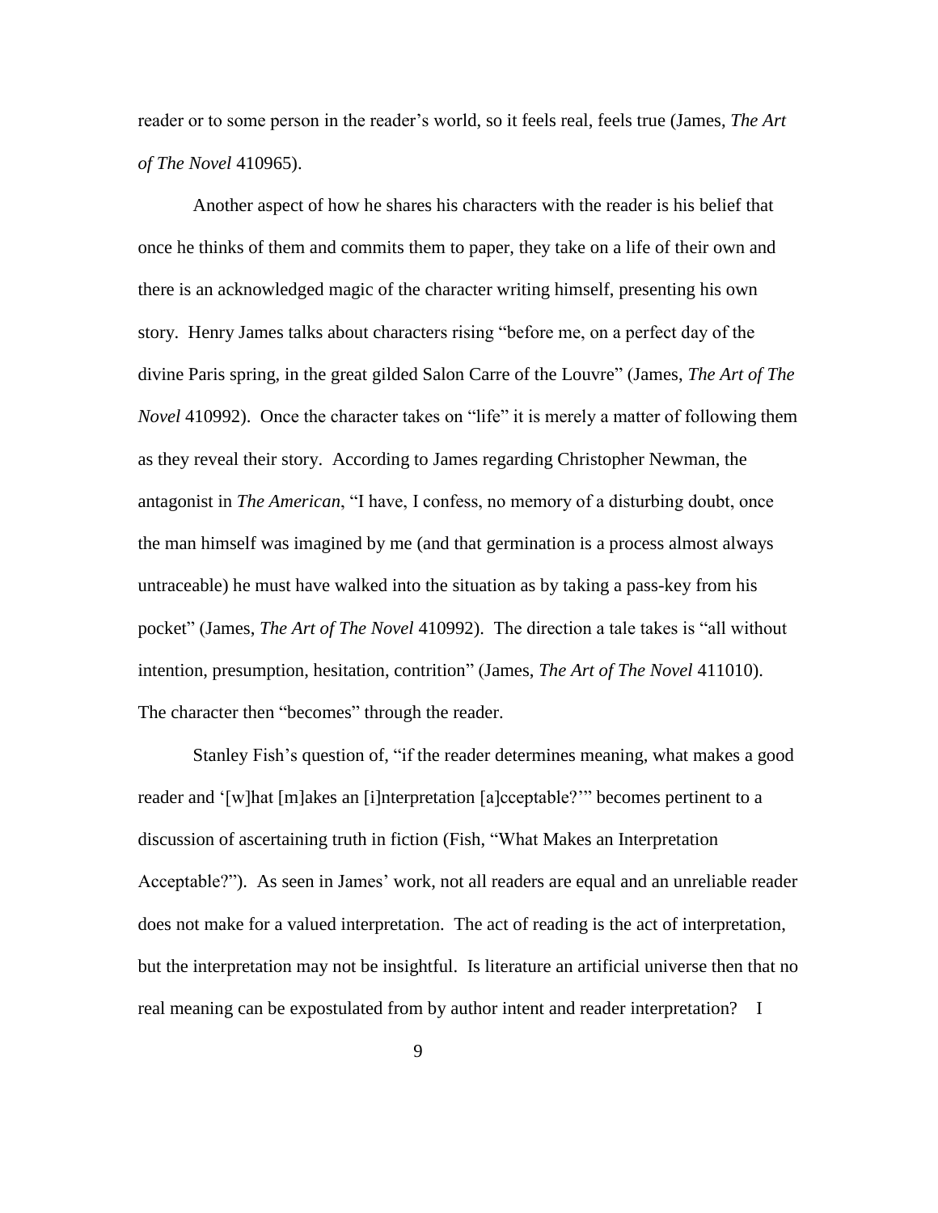reader or to some person in the reader's world, so it feels real, feels true (James, *The Art of The Novel* 410965).

Another aspect of how he shares his characters with the reader is his belief that once he thinks of them and commits them to paper, they take on a life of their own and there is an acknowledged magic of the character writing himself, presenting his own story. Henry James talks about characters rising "before me, on a perfect day of the divine Paris spring, in the great gilded Salon Carre of the Louvre" (James, *The Art of The Novel* 410992). Once the character takes on "life" it is merely a matter of following them as they reveal their story. According to James regarding Christopher Newman, the antagonist in *The American*, "I have, I confess, no memory of a disturbing doubt, once the man himself was imagined by me (and that germination is a process almost always untraceable) he must have walked into the situation as by taking a pass-key from his pocket" (James, *The Art of The Novel* 410992). The direction a tale takes is "all without intention, presumption, hesitation, contrition" (James, *The Art of The Novel* 411010). The character then "becomes" through the reader.

Stanley Fish's question of, "if the reader determines meaning, what makes a good reader and '[w]hat [m]akes an [i]nterpretation [a]cceptable?'" becomes pertinent to a discussion of ascertaining truth in fiction (Fish, "What Makes an Interpretation Acceptable?"). As seen in James' work, not all readers are equal and an unreliable reader does not make for a valued interpretation. The act of reading is the act of interpretation, but the interpretation may not be insightful. Is literature an artificial universe then that no real meaning can be expostulated from by author intent and reader interpretation? I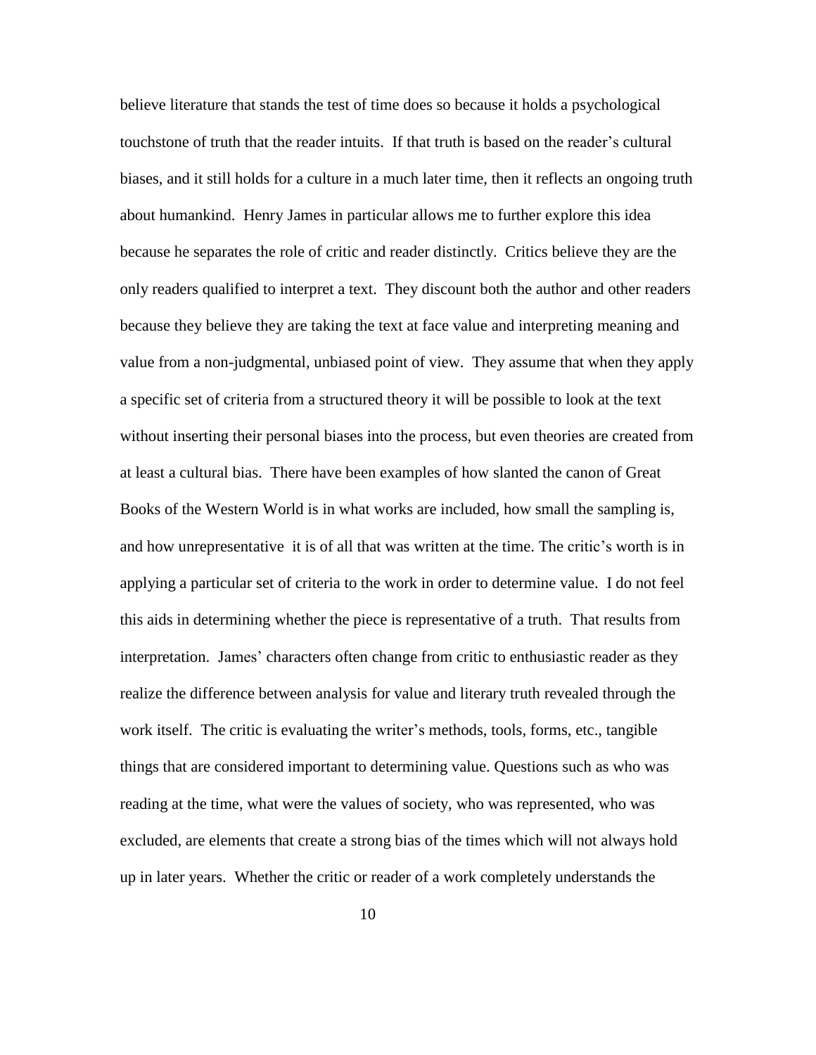believe literature that stands the test of time does so because it holds a psychological touchstone of truth that the reader intuits. If that truth is based on the reader's cultural biases, and it still holds for a culture in a much later time, then it reflects an ongoing truth about humankind. Henry James in particular allows me to further explore this idea because he separates the role of critic and reader distinctly. Critics believe they are the only readers qualified to interpret a text. They discount both the author and other readers because they believe they are taking the text at face value and interpreting meaning and value from a non-judgmental, unbiased point of view. They assume that when they apply a specific set of criteria from a structured theory it will be possible to look at the text without inserting their personal biases into the process, but even theories are created from at least a cultural bias. There have been examples of how slanted the canon of Great Books of the Western World is in what works are included, how small the sampling is, and how unrepresentative it is of all that was written at the time. The critic's worth is in applying a particular set of criteria to the work in order to determine value. I do not feel this aids in determining whether the piece is representative of a truth. That results from interpretation. James' characters often change from critic to enthusiastic reader as they realize the difference between analysis for value and literary truth revealed through the work itself. The critic is evaluating the writer's methods, tools, forms, etc., tangible things that are considered important to determining value. Questions such as who was reading at the time, what were the values of society, who was represented, who was excluded, are elements that create a strong bias of the times which will not always hold up in later years. Whether the critic or reader of a work completely understands the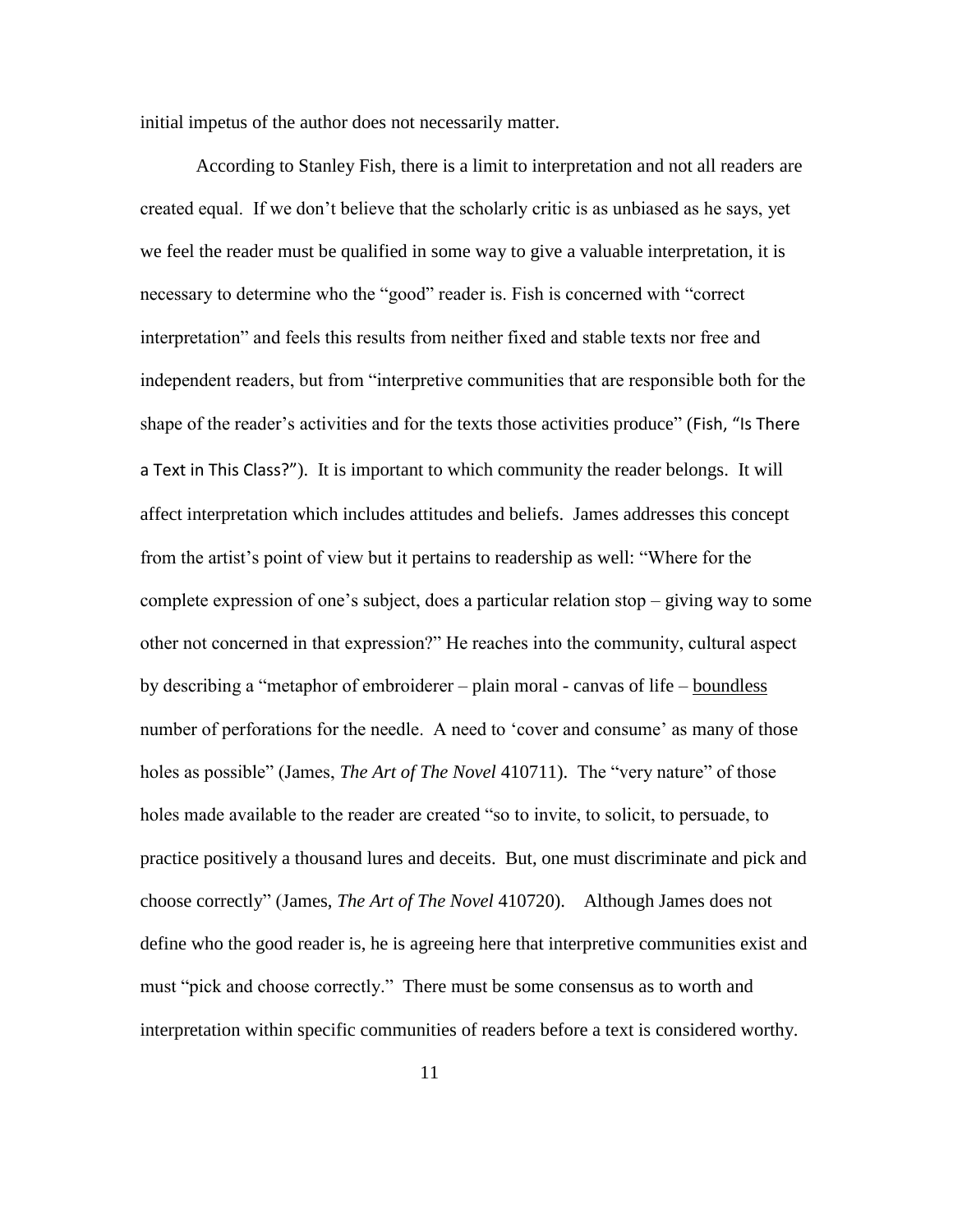initial impetus of the author does not necessarily matter.

According to Stanley Fish, there is a limit to interpretation and not all readers are created equal. If we don't believe that the scholarly critic is as unbiased as he says, yet we feel the reader must be qualified in some way to give a valuable interpretation, it is necessary to determine who the "good" reader is. Fish is concerned with "correct interpretation" and feels this results from neither fixed and stable texts nor free and independent readers, but from "interpretive communities that are responsible both for the shape of the reader's activities and for the texts those activities produce" (Fish, "Is There a Text in This Class?"). It is important to which community the reader belongs. It will affect interpretation which includes attitudes and beliefs. James addresses this concept from the artist's point of view but it pertains to readership as well: "Where for the complete expression of one's subject, does a particular relation stop – giving way to some other not concerned in that expression?" He reaches into the community, cultural aspect by describing a "metaphor of embroiderer – plain moral - canvas of life – <u>boundless</u> number of perforations for the needle. A need to 'cover and consume' as many of those holes as possible" (James, *The Art of The Novel* 410711). The "very nature" of those holes made available to the reader are created "so to invite, to solicit, to persuade, to practice positively a thousand lures and deceits. But, one must discriminate and pick and choose correctly" (James, *The Art of The Novel* 410720). Although James does not define who the good reader is, he is agreeing here that interpretive communities exist and must "pick and choose correctly." There must be some consensus as to worth and interpretation within specific communities of readers before a text is considered worthy.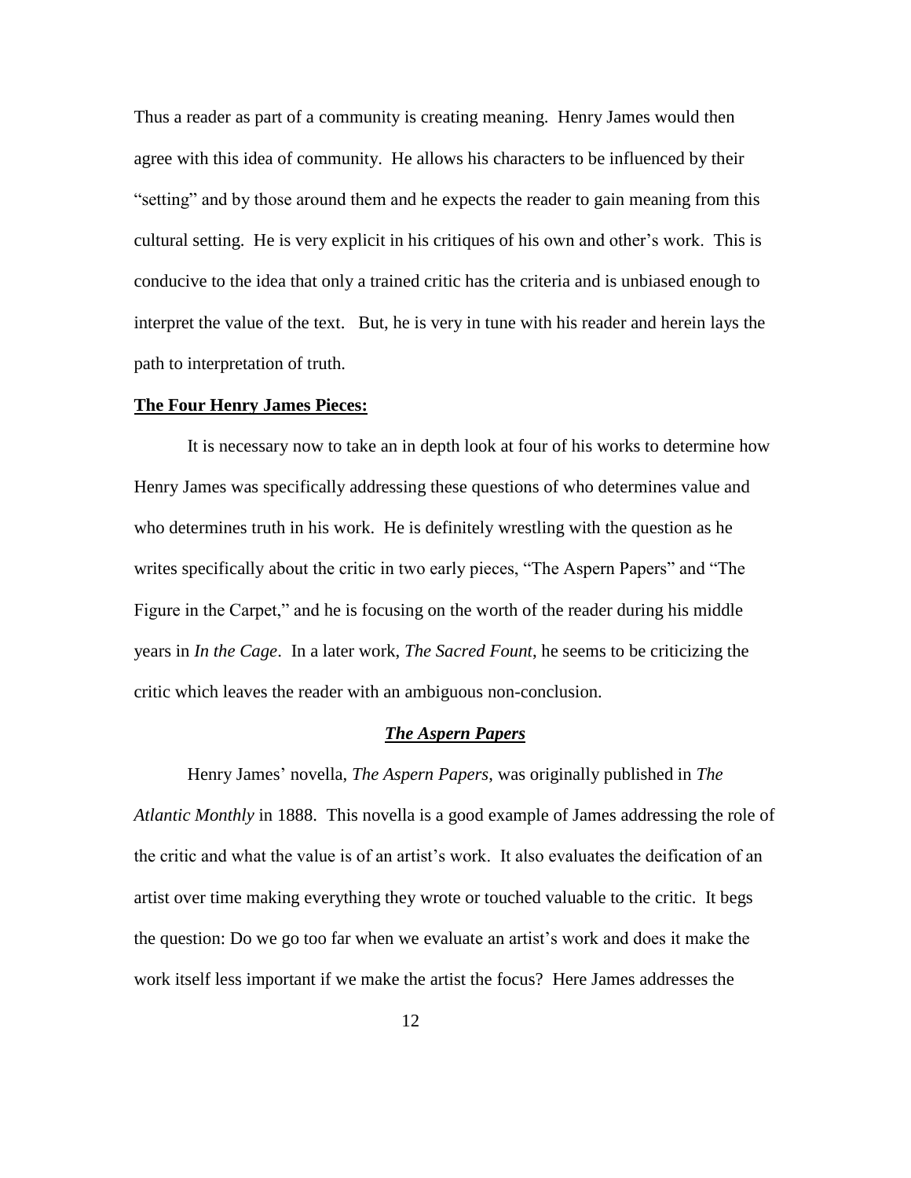Thus a reader as part of a community is creating meaning. Henry James would then agree with this idea of community. He allows his characters to be influenced by their "setting" and by those around them and he expects the reader to gain meaning from this cultural setting. He is very explicit in his critiques of his own and other's work. This is conducive to the idea that only a trained critic has the criteria and is unbiased enough to interpret the value of the text. But, he is very in tune with his reader and herein lays the path to interpretation of truth.

**The Four Henry James Pieces:**

It is necessary now to take an in depth look at four of his works to determine how Henry James was specifically addressing these questions of who determines value and who determines truth in his work. He is definitely wrestling with the question as he writes specifically about the critic in two early pieces, "The Aspern Papers" and "The Figure in the Carpet," and he is focusing on the worth of the reader during his middle years in *In the Cage*. In a later work, *The Sacred Fount*, he seems to be criticizing the critic which leaves the reader with an ambiguous non-conclusion.

### ***The Aspern Papers***

Henry James' novella, *The Aspern Papers*, was originally published in *The Atlantic Monthly* in 1888. This novella is a good example of James addressing the role of the critic and what the value is of an artist's work. It also evaluates the deification of an artist over time making everything they wrote or touched valuable to the critic. It begs the question: Do we go too far when we evaluate an artist's work and does it make the work itself less important if we make the artist the focus? Here James addresses the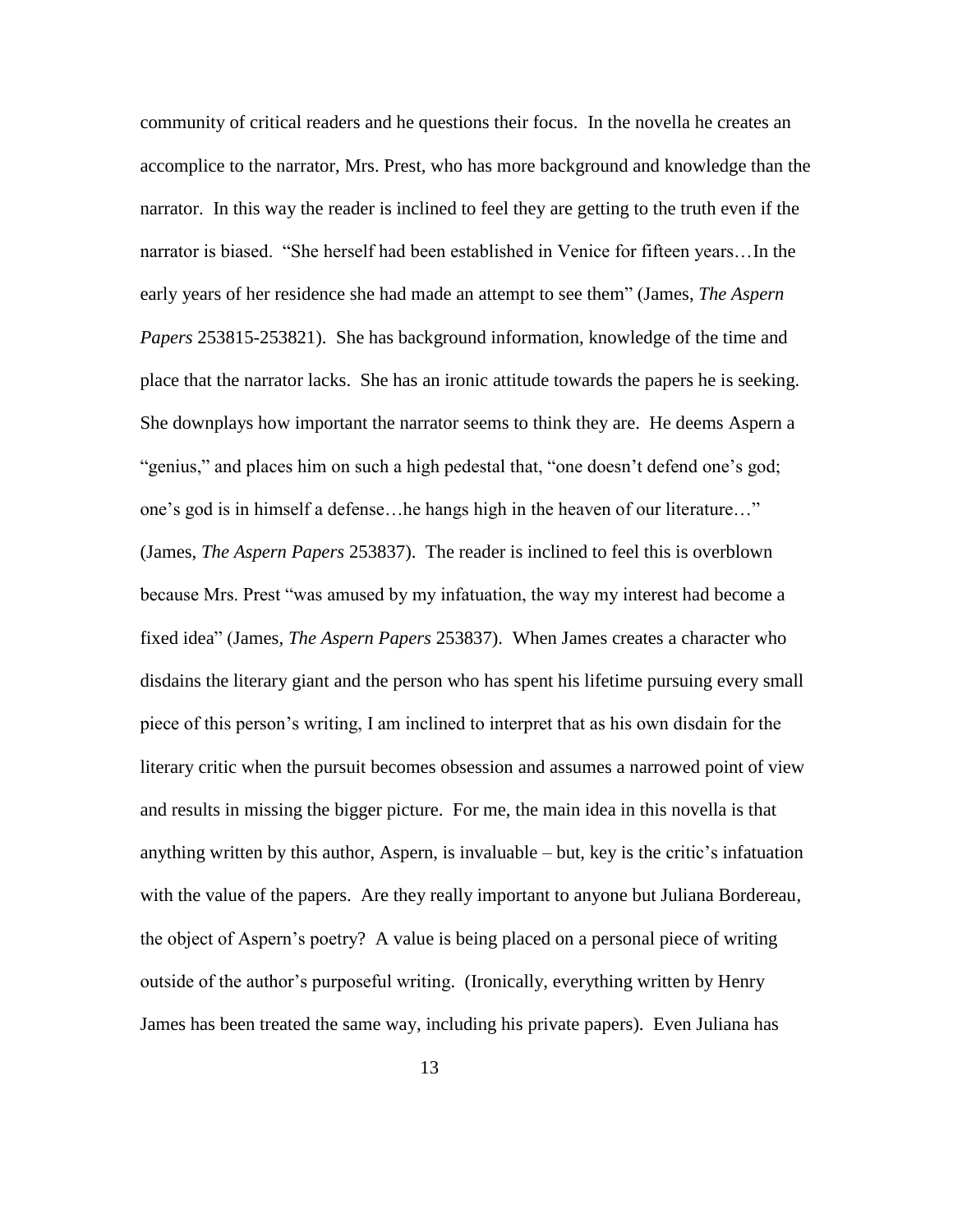community of critical readers and he questions their focus. In the novella he creates an accomplice to the narrator, Mrs. Prest, who has more background and knowledge than the narrator. In this way the reader is inclined to feel they are getting to the truth even if the narrator is biased. "She herself had been established in Venice for fifteen years…In the early years of her residence she had made an attempt to see them" (James, *The Aspern Papers* 253815-253821). She has background information, knowledge of the time and place that the narrator lacks. She has an ironic attitude towards the papers he is seeking. She downplays how important the narrator seems to think they are. He deems Aspern a "genius," and places him on such a high pedestal that, "one doesn't defend one's god; one's god is in himself a defense…he hangs high in the heaven of our literature…" (James, *The Aspern Papers* 253837). The reader is inclined to feel this is overblown because Mrs. Prest "was amused by my infatuation, the way my interest had become a fixed idea" (James, *The Aspern Papers* 253837). When James creates a character who disdains the literary giant and the person who has spent his lifetime pursuing every small piece of this person's writing, I am inclined to interpret that as his own disdain for the literary critic when the pursuit becomes obsession and assumes a narrowed point of view and results in missing the bigger picture. For me, the main idea in this novella is that anything written by this author, Aspern, is invaluable – but, key is the critic's infatuation with the value of the papers. Are they really important to anyone but Juliana Bordereau, the object of Aspern's poetry? A value is being placed on a personal piece of writing outside of the author's purposeful writing. (Ironically, everything written by Henry James has been treated the same way, including his private papers). Even Juliana has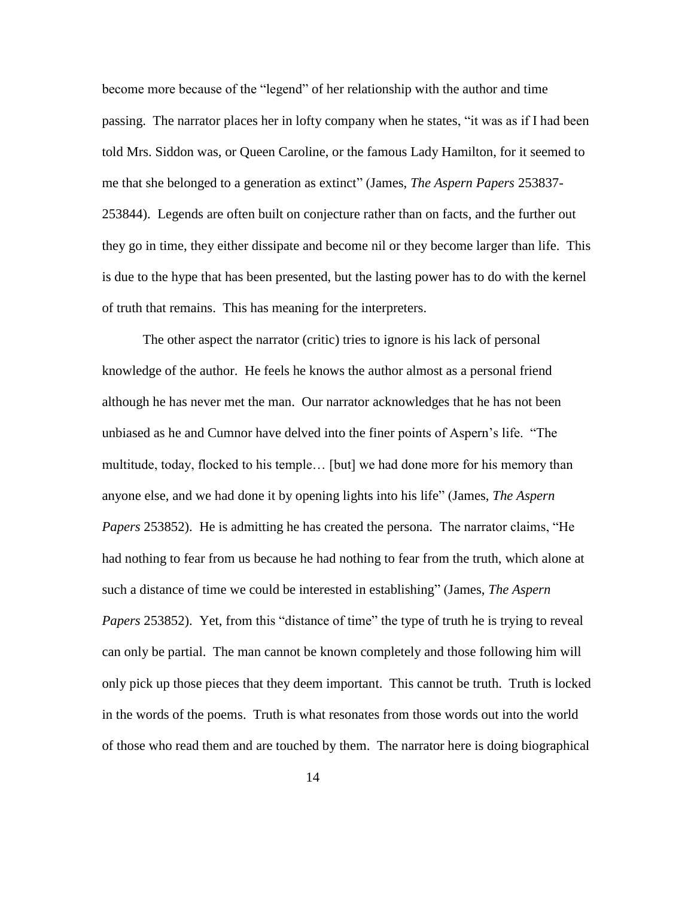become more because of the "legend" of her relationship with the author and time passing. The narrator places her in lofty company when he states, "it was as if I had been told Mrs. Siddon was, or Queen Caroline, or the famous Lady Hamilton, for it seemed to me that she belonged to a generation as extinct" (James, *The Aspern Papers* 253837-253844). Legends are often built on conjecture rather than on facts, and the further out they go in time, they either dissipate and become nil or they become larger than life. This is due to the hype that has been presented, but the lasting power has to do with the kernel of truth that remains. This has meaning for the interpreters.

The other aspect the narrator (critic) tries to ignore is his lack of personal knowledge of the author. He feels he knows the author almost as a personal friend although he has never met the man. Our narrator acknowledges that he has not been unbiased as he and Cumnor have delved into the finer points of Aspern's life. "The multitude, today, flocked to his temple… [but] we had done more for his memory than anyone else, and we had done it by opening lights into his life" (James, *The Aspern Papers* 253852). He is admitting he has created the persona. The narrator claims, "He had nothing to fear from us because he had nothing to fear from the truth, which alone at such a distance of time we could be interested in establishing" (James, *The Aspern Papers* 253852). Yet, from this "distance of time" the type of truth he is trying to reveal can only be partial. The man cannot be known completely and those following him will only pick up those pieces that they deem important. This cannot be truth. Truth is locked in the words of the poems. Truth is what resonates from those words out into the world of those who read them and are touched by them. The narrator here is doing biographical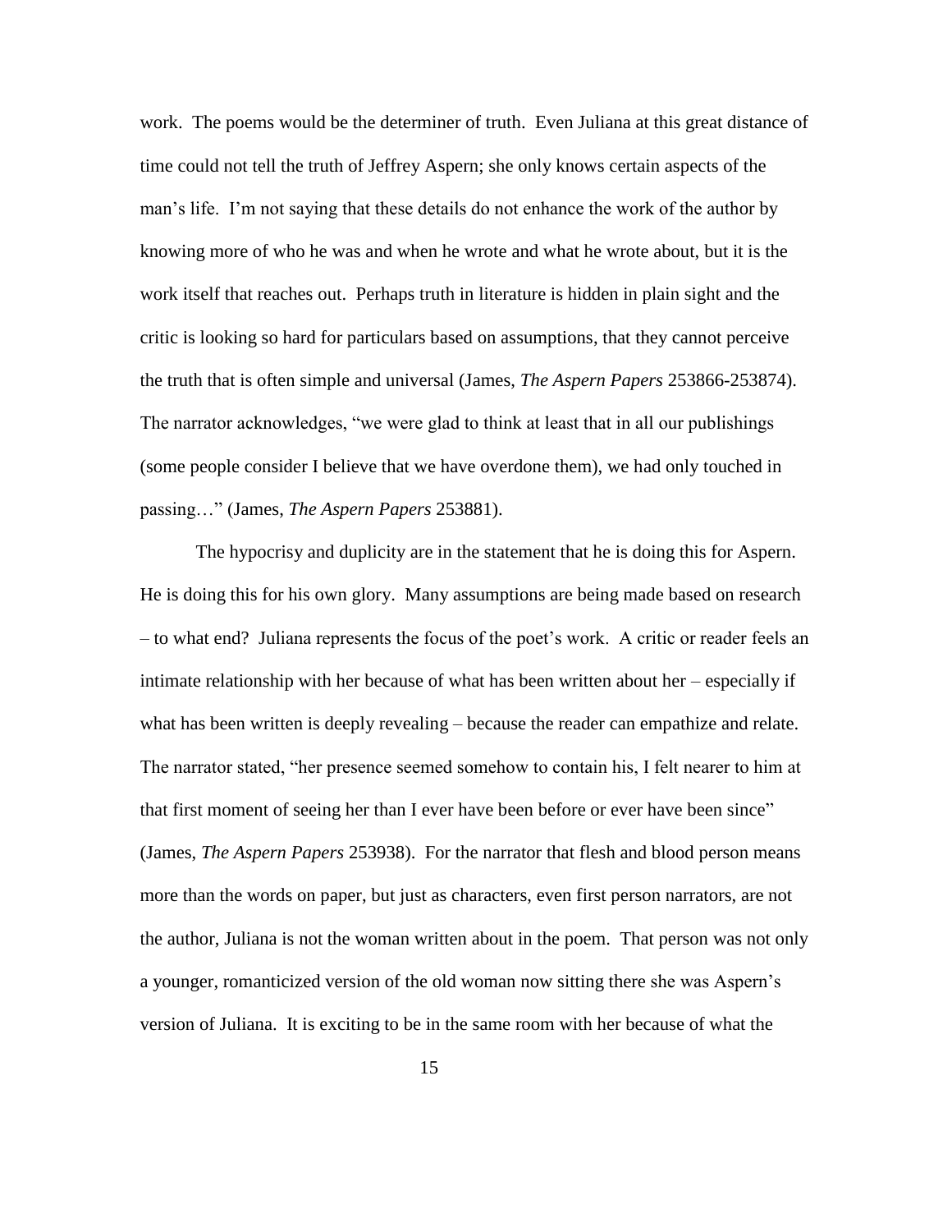work. The poems would be the determiner of truth. Even Juliana at this great distance of time could not tell the truth of Jeffrey Aspern; she only knows certain aspects of the man's life. I'm not saying that these details do not enhance the work of the author by knowing more of who he was and when he wrote and what he wrote about, but it is the work itself that reaches out. Perhaps truth in literature is hidden in plain sight and the critic is looking so hard for particulars based on assumptions, that they cannot perceive the truth that is often simple and universal (James, *The Aspern Papers* 253866-253874). The narrator acknowledges, "we were glad to think at least that in all our publishings (some people consider I believe that we have overdone them), we had only touched in passing…" (James, *The Aspern Papers* 253881).

The hypocrisy and duplicity are in the statement that he is doing this for Aspern. He is doing this for his own glory. Many assumptions are being made based on research – to what end? Juliana represents the focus of the poet's work. A critic or reader feels an intimate relationship with her because of what has been written about her – especially if what has been written is deeply revealing – because the reader can empathize and relate. The narrator stated, "her presence seemed somehow to contain his, I felt nearer to him at that first moment of seeing her than I ever have been before or ever have been since" (James, *The Aspern Papers* 253938). For the narrator that flesh and blood person means more than the words on paper, but just as characters, even first person narrators, are not the author, Juliana is not the woman written about in the poem. That person was not only a younger, romanticized version of the old woman now sitting there she was Aspern's version of Juliana. It is exciting to be in the same room with her because of what the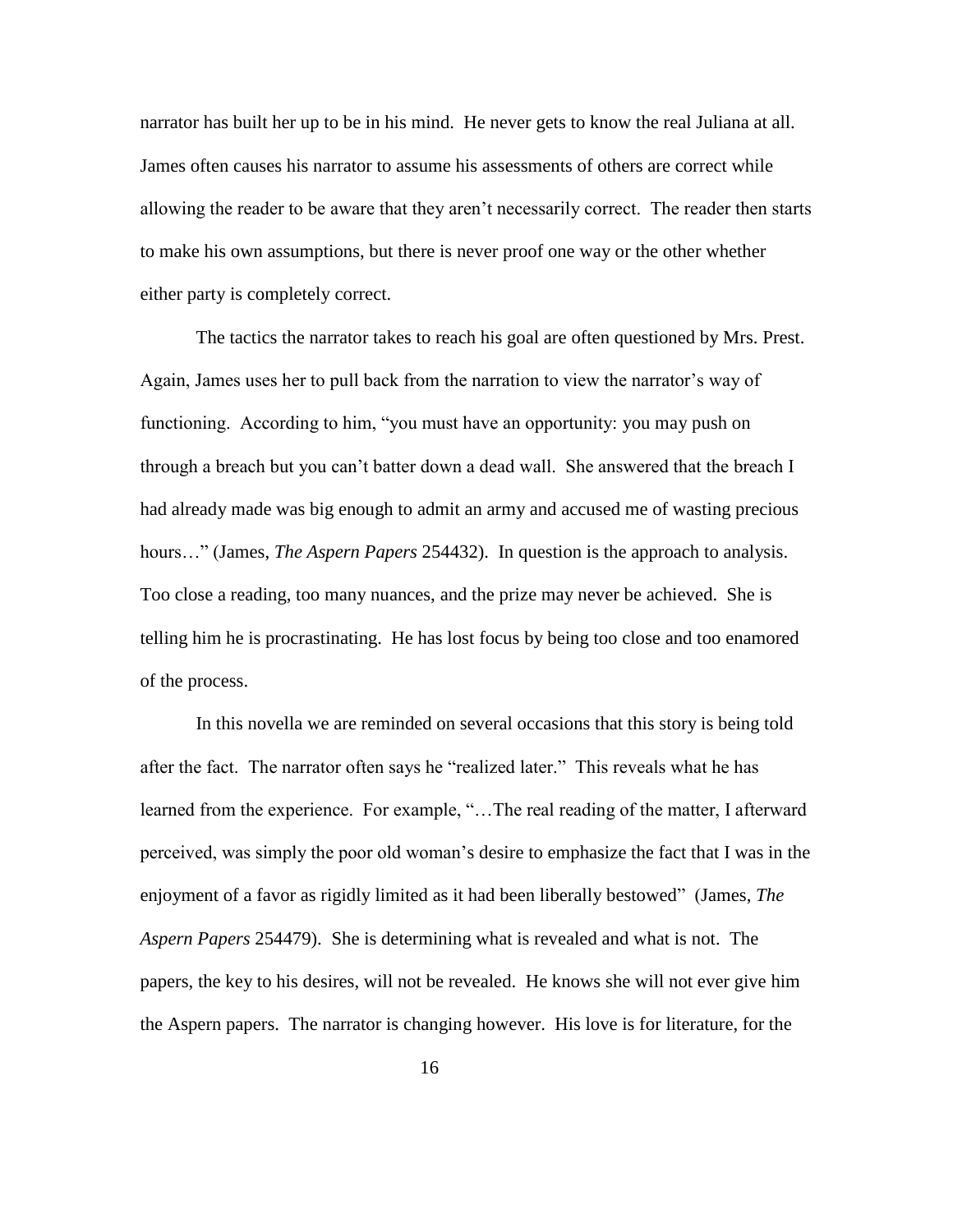narrator has built her up to be in his mind. He never gets to know the real Juliana at all. James often causes his narrator to assume his assessments of others are correct while allowing the reader to be aware that they aren't necessarily correct. The reader then starts to make his own assumptions, but there is never proof one way or the other whether either party is completely correct.

The tactics the narrator takes to reach his goal are often questioned by Mrs. Prest. Again, James uses her to pull back from the narration to view the narrator's way of functioning. According to him, "you must have an opportunity: you may push on through a breach but you can't batter down a dead wall. She answered that the breach I had already made was big enough to admit an army and accused me of wasting precious hours…" (James, *The Aspern Papers* 254432). In question is the approach to analysis. Too close a reading, too many nuances, and the prize may never be achieved. She is telling him he is procrastinating. He has lost focus by being too close and too enamored of the process.

In this novella we are reminded on several occasions that this story is being told after the fact. The narrator often says he "realized later." This reveals what he has learned from the experience. For example, "…The real reading of the matter, I afterward perceived, was simply the poor old woman's desire to emphasize the fact that I was in the enjoyment of a favor as rigidly limited as it had been liberally bestowed" (James, *The Aspern Papers* 254479). She is determining what is revealed and what is not. The papers, the key to his desires, will not be revealed. He knows she will not ever give him the Aspern papers. The narrator is changing however. His love is for literature, for the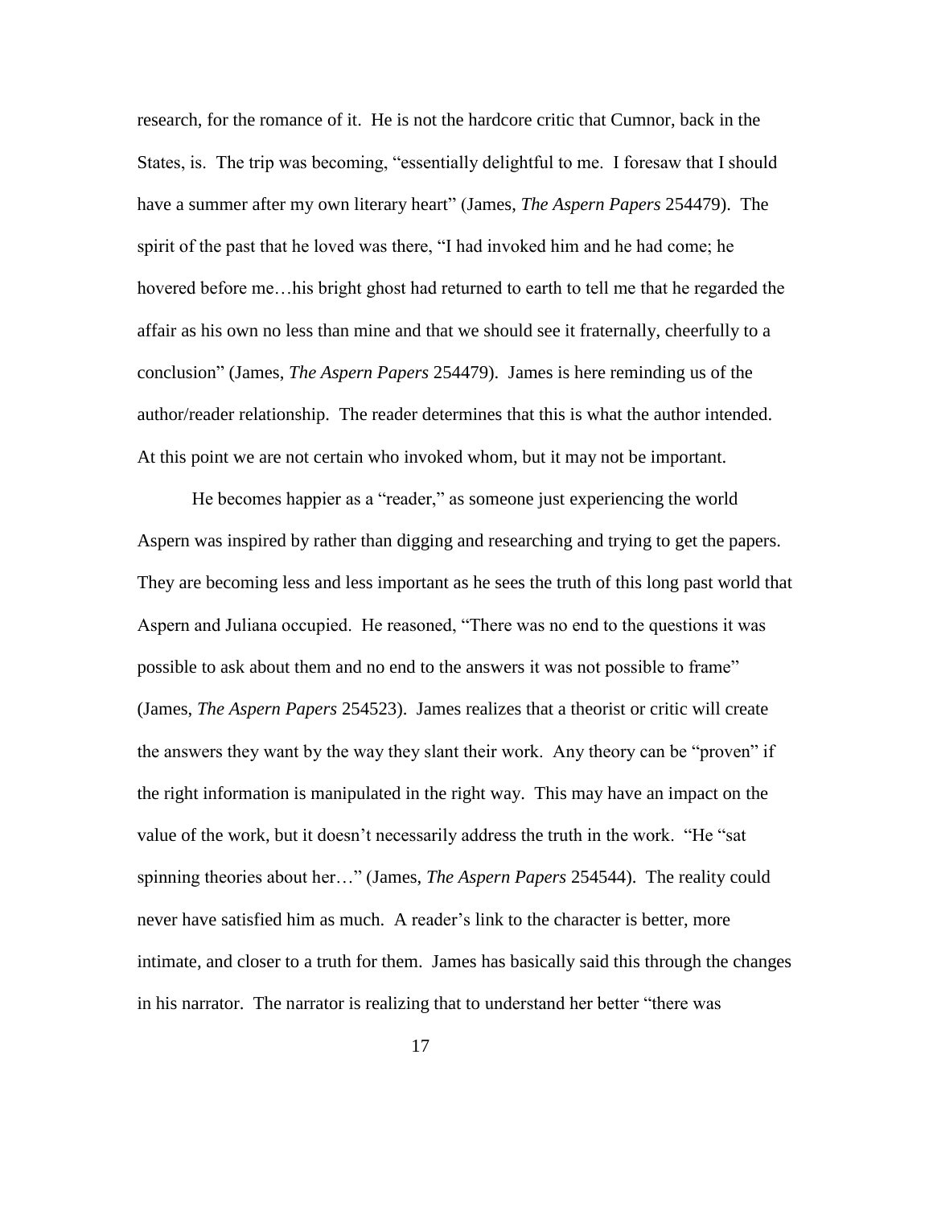research, for the romance of it. He is not the hardcore critic that Cumnor, back in the States, is. The trip was becoming, "essentially delightful to me. I foresaw that I should have a summer after my own literary heart" (James, *The Aspern Papers* 254479). The spirit of the past that he loved was there, "I had invoked him and he had come; he hovered before me…his bright ghost had returned to earth to tell me that he regarded the affair as his own no less than mine and that we should see it fraternally, cheerfully to a conclusion" (James, *The Aspern Papers* 254479). James is here reminding us of the author/reader relationship. The reader determines that this is what the author intended. At this point we are not certain who invoked whom, but it may not be important.

He becomes happier as a "reader," as someone just experiencing the world Aspern was inspired by rather than digging and researching and trying to get the papers. They are becoming less and less important as he sees the truth of this long past world that Aspern and Juliana occupied. He reasoned, "There was no end to the questions it was possible to ask about them and no end to the answers it was not possible to frame" (James, *The Aspern Papers* 254523). James realizes that a theorist or critic will create the answers they want by the way they slant their work. Any theory can be "proven" if the right information is manipulated in the right way. This may have an impact on the value of the work, but it doesn't necessarily address the truth in the work. "He "sat spinning theories about her…" (James, *The Aspern Papers* 254544). The reality could never have satisfied him as much. A reader's link to the character is better, more intimate, and closer to a truth for them. James has basically said this through the changes in his narrator. The narrator is realizing that to understand her better "there was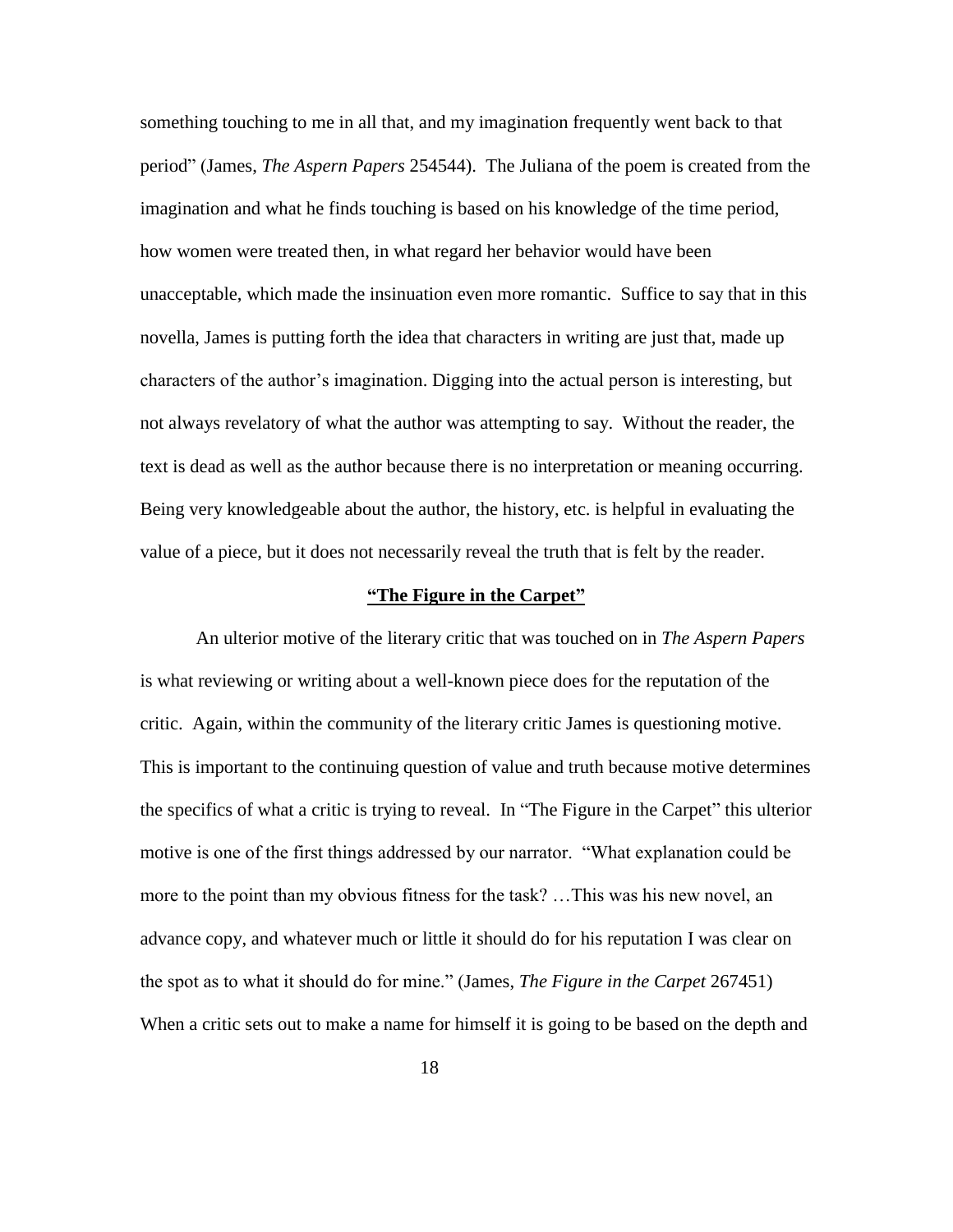something touching to me in all that, and my imagination frequently went back to that period" (James, *The Aspern Papers* 254544). The Juliana of the poem is created from the imagination and what he finds touching is based on his knowledge of the time period, how women were treated then, in what regard her behavior would have been unacceptable, which made the insinuation even more romantic. Suffice to say that in this novella, James is putting forth the idea that characters in writing are just that, made up characters of the author's imagination. Digging into the actual person is interesting, but not always revelatory of what the author was attempting to say. Without the reader, the text is dead as well as the author because there is no interpretation or meaning occurring. Being very knowledgeable about the author, the history, etc. is helpful in evaluating the value of a piece, but it does not necessarily reveal the truth that is felt by the reader.

## **"The Figure in the Carpet"**

An ulterior motive of the literary critic that was touched on in *The Aspern Papers* is what reviewing or writing about a well-known piece does for the reputation of the critic. Again, within the community of the literary critic James is questioning motive. This is important to the continuing question of value and truth because motive determines the specifics of what a critic is trying to reveal. In "The Figure in the Carpet" this ulterior motive is one of the first things addressed by our narrator. "What explanation could be more to the point than my obvious fitness for the task? …This was his new novel, an advance copy, and whatever much or little it should do for his reputation I was clear on the spot as to what it should do for mine." (James, *The Figure in the Carpet* 267451) When a critic sets out to make a name for himself it is going to be based on the depth and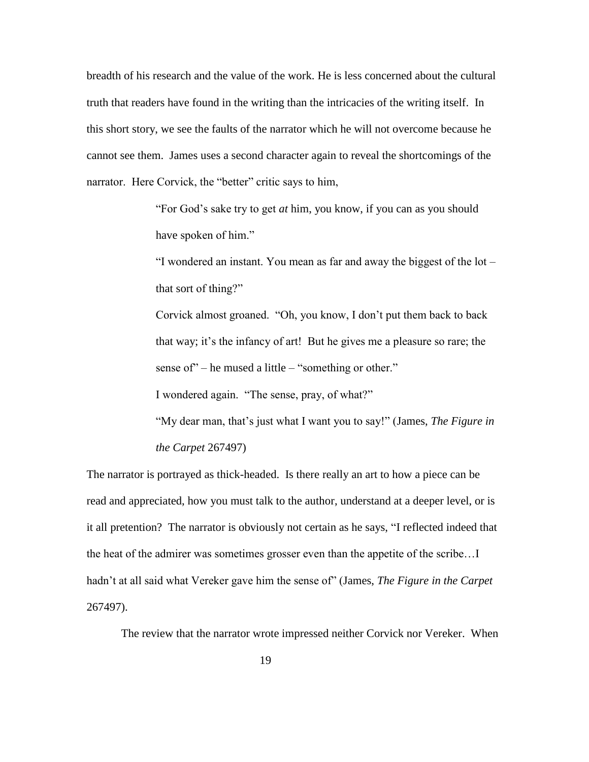breadth of his research and the value of the work. He is less concerned about the cultural truth that readers have found in the writing than the intricacies of the writing itself. In this short story, we see the faults of the narrator which he will not overcome because he cannot see them. James uses a second character again to reveal the shortcomings of the narrator. Here Corvick, the "better" critic says to him,

> "For God's sake try to get *at* him, you know, if you can as you should have spoken of him."
>
> "I wondered an instant. You mean as far and away the biggest of the lot – that sort of thing?"
>
> Corvick almost groaned. "Oh, you know, I don't put them back to back that way; it's the infancy of art! But he gives me a pleasure so rare; the sense of" – he mused a little – "something or other."
>
> I wondered again. "The sense, pray, of what?"
>
> "My dear man, that's just what I want you to say!" (James, *The Figure in the Carpet* 267497)

The narrator is portrayed as thick-headed. Is there really an art to how a piece can be read and appreciated, how you must talk to the author, understand at a deeper level, or is it all pretention? The narrator is obviously not certain as he says, "I reflected indeed that the heat of the admirer was sometimes grosser even than the appetite of the scribe…I hadn't at all said what Vereker gave him the sense of" (James, *The Figure in the Carpet* 267497).

The review that the narrator wrote impressed neither Corvick nor Vereker. When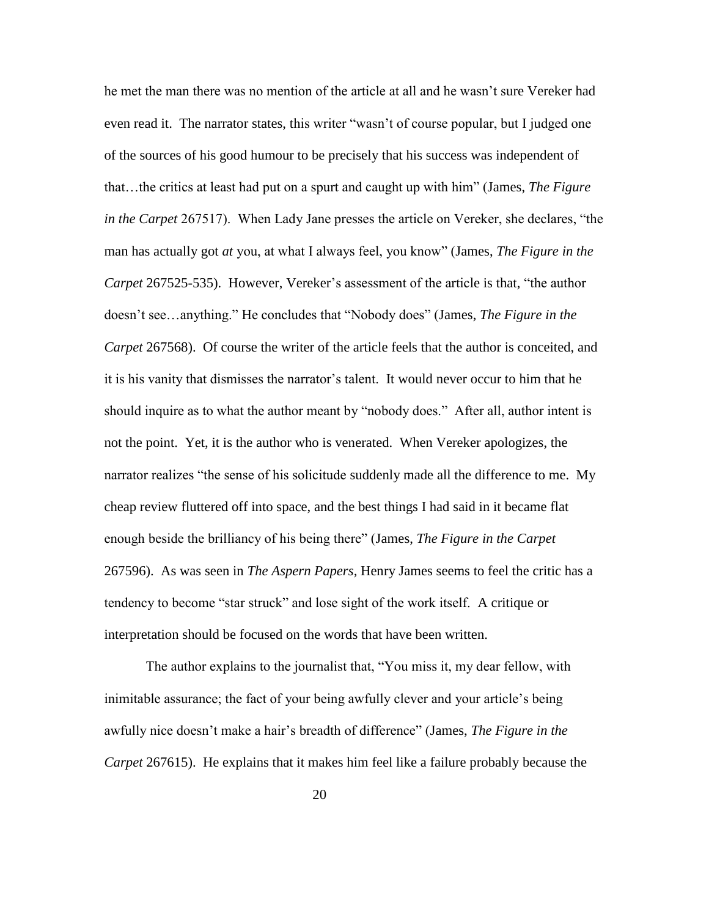he met the man there was no mention of the article at all and he wasn't sure Vereker had even read it. The narrator states, this writer "wasn't of course popular, but I judged one of the sources of his good humour to be precisely that his success was independent of that…the critics at least had put on a spurt and caught up with him" (James, *The Figure in the Carpet* 267517). When Lady Jane presses the article on Vereker, she declares, "the man has actually got *at* you, at what I always feel, you know" (James, *The Figure in the Carpet* 267525-535). However, Vereker's assessment of the article is that, "the author doesn't see…anything." He concludes that "Nobody does" (James, *The Figure in the Carpet* 267568). Of course the writer of the article feels that the author is conceited, and it is his vanity that dismisses the narrator's talent. It would never occur to him that he should inquire as to what the author meant by "nobody does." After all, author intent is not the point. Yet, it is the author who is venerated. When Vereker apologizes, the narrator realizes "the sense of his solicitude suddenly made all the difference to me. My cheap review fluttered off into space, and the best things I had said in it became flat enough beside the brilliancy of his being there" (James, *The Figure in the Carpet* 267596). As was seen in *The Aspern Papers,* Henry James seems to feel the critic has a tendency to become "star struck" and lose sight of the work itself. A critique or interpretation should be focused on the words that have been written.

The author explains to the journalist that, "You miss it, my dear fellow, with inimitable assurance; the fact of your being awfully clever and your article's being awfully nice doesn't make a hair's breadth of difference" (James, *The Figure in the Carpet* 267615). He explains that it makes him feel like a failure probably because the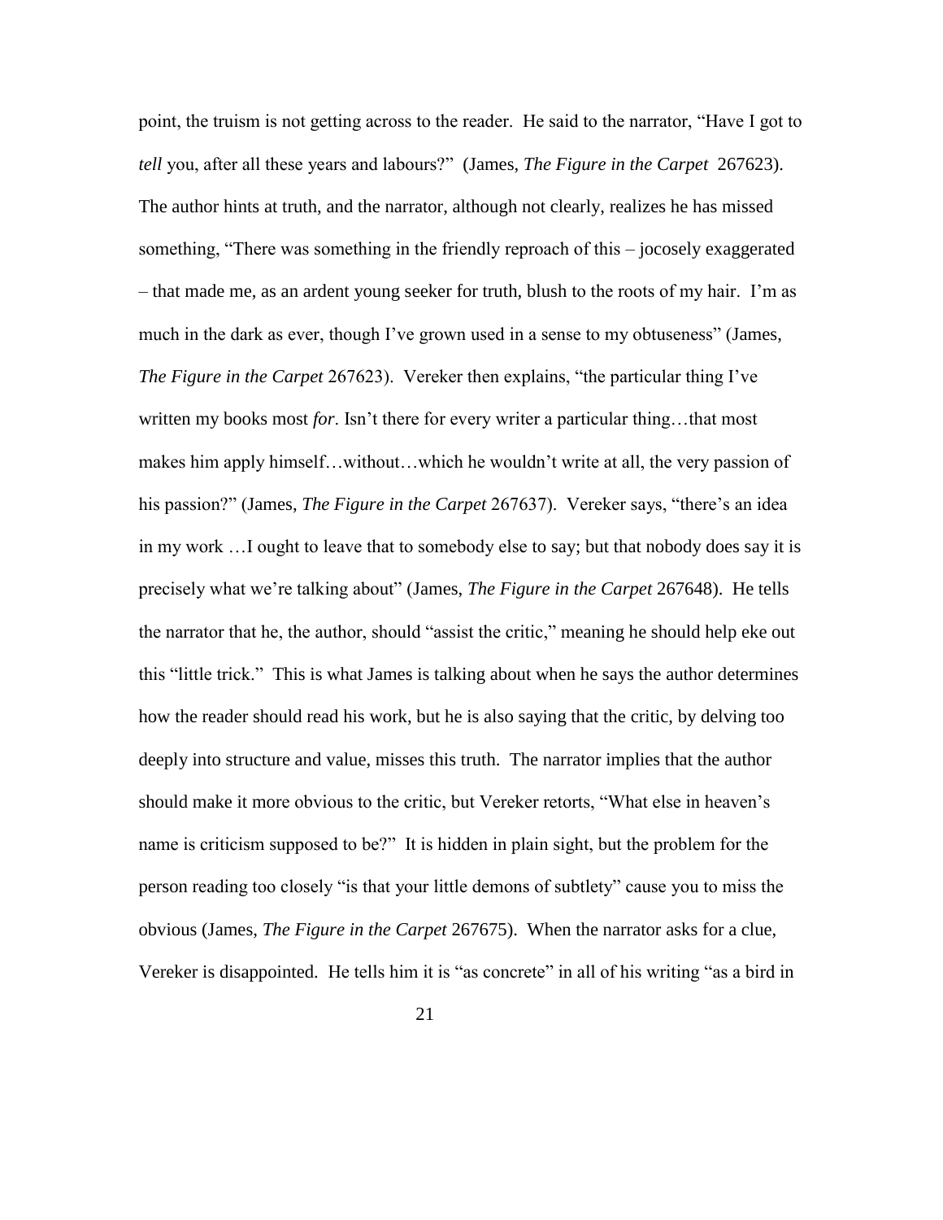point, the truism is not getting across to the reader. He said to the narrator, "Have I got to *tell* you, after all these years and labours?" (James, *The Figure in the Carpet* 267623). The author hints at truth, and the narrator, although not clearly, realizes he has missed something, "There was something in the friendly reproach of this – jocosely exaggerated – that made me, as an ardent young seeker for truth, blush to the roots of my hair. I'm as much in the dark as ever, though I've grown used in a sense to my obtuseness" (James, *The Figure in the Carpet* 267623). Vereker then explains, "the particular thing I've written my books most *for*. Isn't there for every writer a particular thing…that most makes him apply himself…without…which he wouldn't write at all, the very passion of his passion?" (James, *The Figure in the Carpet* 267637). Vereker says, "there's an idea in my work …I ought to leave that to somebody else to say; but that nobody does say it is precisely what we're talking about" (James, *The Figure in the Carpet* 267648). He tells the narrator that he, the author, should "assist the critic," meaning he should help eke out this "little trick." This is what James is talking about when he says the author determines how the reader should read his work, but he is also saying that the critic, by delving too deeply into structure and value, misses this truth. The narrator implies that the author should make it more obvious to the critic, but Vereker retorts, "What else in heaven's name is criticism supposed to be?" It is hidden in plain sight, but the problem for the person reading too closely "is that your little demons of subtlety" cause you to miss the obvious (James, *The Figure in the Carpet* 267675). When the narrator asks for a clue, Vereker is disappointed. He tells him it is "as concrete" in all of his writing "as a bird in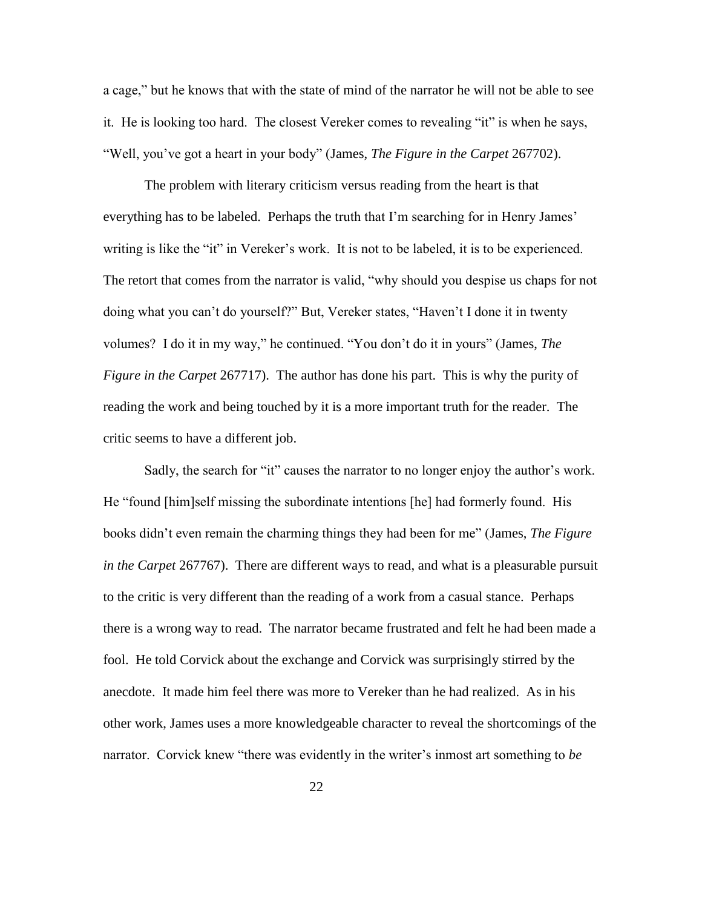a cage," but he knows that with the state of mind of the narrator he will not be able to see it. He is looking too hard. The closest Vereker comes to revealing "it" is when he says, "Well, you've got a heart in your body" (James, *The Figure in the Carpet* 267702).

The problem with literary criticism versus reading from the heart is that everything has to be labeled. Perhaps the truth that I'm searching for in Henry James' writing is like the "it" in Vereker's work. It is not to be labeled, it is to be experienced. The retort that comes from the narrator is valid, "why should you despise us chaps for not doing what you can't do yourself?" But, Vereker states, "Haven't I done it in twenty volumes? I do it in my way," he continued. "You don't do it in yours" (James, *The Figure in the Carpet* 267717). The author has done his part. This is why the purity of reading the work and being touched by it is a more important truth for the reader. The critic seems to have a different job.

Sadly, the search for "it" causes the narrator to no longer enjoy the author's work. He "found [him]self missing the subordinate intentions [he] had formerly found. His books didn't even remain the charming things they had been for me" (James, *The Figure in the Carpet* 267767). There are different ways to read, and what is a pleasurable pursuit to the critic is very different than the reading of a work from a casual stance. Perhaps there is a wrong way to read. The narrator became frustrated and felt he had been made a fool. He told Corvick about the exchange and Corvick was surprisingly stirred by the anecdote. It made him feel there was more to Vereker than he had realized. As in his other work, James uses a more knowledgeable character to reveal the shortcomings of the narrator. Corvick knew "there was evidently in the writer's inmost art something to *be*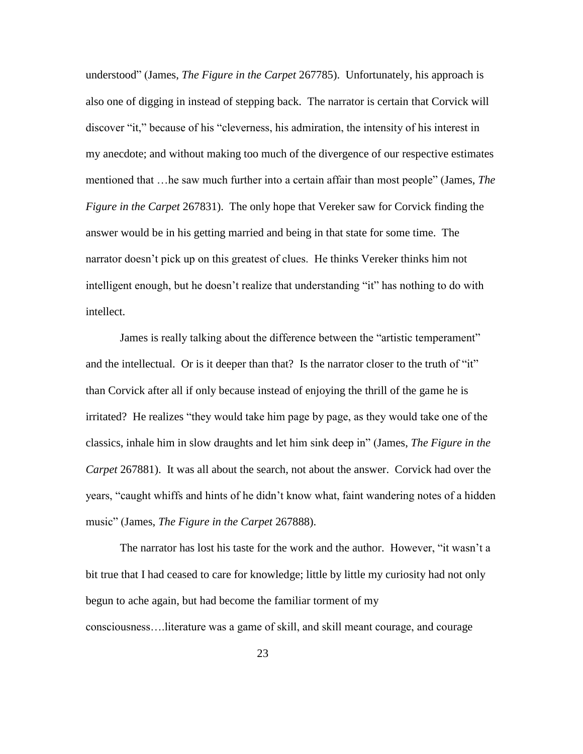understood" (James, *The Figure in the Carpet* 267785). Unfortunately, his approach is also one of digging in instead of stepping back. The narrator is certain that Corvick will discover "it," because of his "cleverness, his admiration, the intensity of his interest in my anecdote; and without making too much of the divergence of our respective estimates mentioned that …he saw much further into a certain affair than most people" (James, *The Figure in the Carpet* 267831). The only hope that Vereker saw for Corvick finding the answer would be in his getting married and being in that state for some time. The narrator doesn't pick up on this greatest of clues. He thinks Vereker thinks him not intelligent enough, but he doesn't realize that understanding "it" has nothing to do with intellect.

James is really talking about the difference between the "artistic temperament" and the intellectual. Or is it deeper than that? Is the narrator closer to the truth of "it" than Corvick after all if only because instead of enjoying the thrill of the game he is irritated? He realizes "they would take him page by page, as they would take one of the classics, inhale him in slow draughts and let him sink deep in" (James, *The Figure in the Carpet* 267881). It was all about the search, not about the answer. Corvick had over the years, "caught whiffs and hints of he didn't know what, faint wandering notes of a hidden music" (James, *The Figure in the Carpet* 267888).

The narrator has lost his taste for the work and the author. However, "it wasn't a bit true that I had ceased to care for knowledge; little by little my curiosity had not only begun to ache again, but had become the familiar torment of my consciousness….literature was a game of skill, and skill meant courage, and courage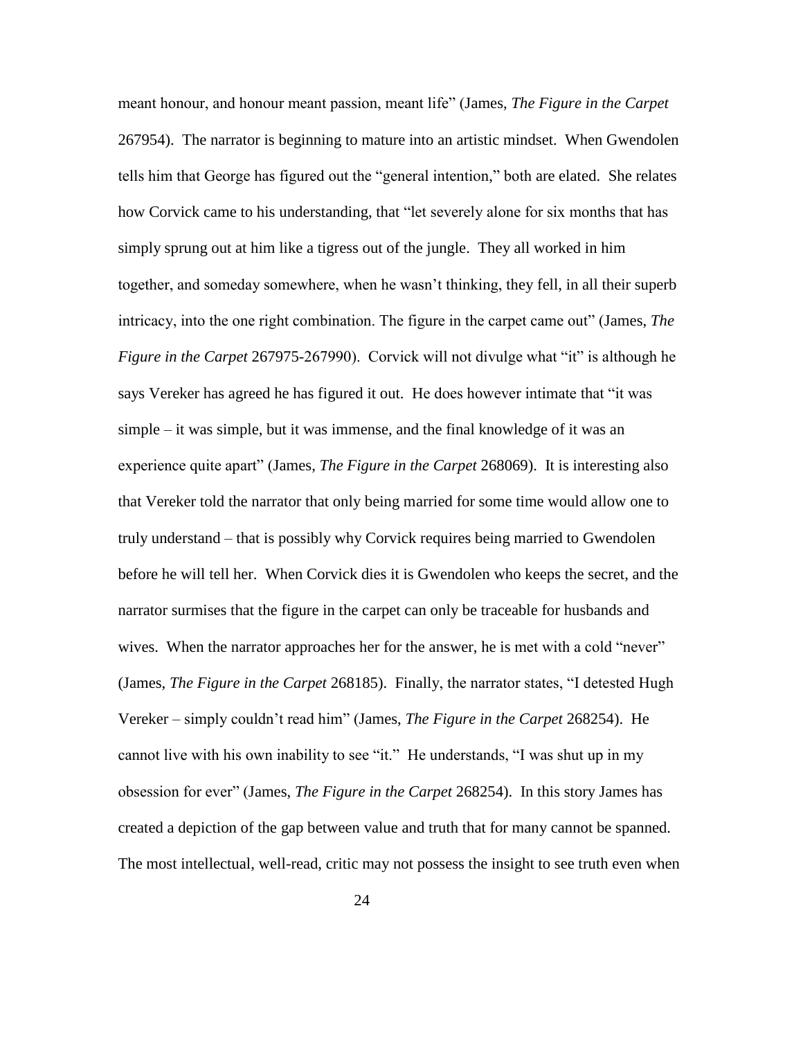meant honour, and honour meant passion, meant life" (James, *The Figure in the Carpet* 267954). The narrator is beginning to mature into an artistic mindset. When Gwendolen tells him that George has figured out the "general intention," both are elated. She relates how Corvick came to his understanding, that "let severely alone for six months that has simply sprung out at him like a tigress out of the jungle. They all worked in him together, and someday somewhere, when he wasn't thinking, they fell, in all their superb intricacy, into the one right combination. The figure in the carpet came out" (James, *The Figure in the Carpet* 267975-267990). Corvick will not divulge what "it" is although he says Vereker has agreed he has figured it out. He does however intimate that "it was simple – it was simple, but it was immense, and the final knowledge of it was an experience quite apart" (James, *The Figure in the Carpet* 268069). It is interesting also that Vereker told the narrator that only being married for some time would allow one to truly understand – that is possibly why Corvick requires being married to Gwendolen before he will tell her. When Corvick dies it is Gwendolen who keeps the secret, and the narrator surmises that the figure in the carpet can only be traceable for husbands and wives. When the narrator approaches her for the answer, he is met with a cold "never" (James, *The Figure in the Carpet* 268185). Finally, the narrator states, "I detested Hugh Vereker – simply couldn't read him" (James, *The Figure in the Carpet* 268254). He cannot live with his own inability to see "it." He understands, "I was shut up in my obsession for ever" (James, *The Figure in the Carpet* 268254). In this story James has created a depiction of the gap between value and truth that for many cannot be spanned. The most intellectual, well-read, critic may not possess the insight to see truth even when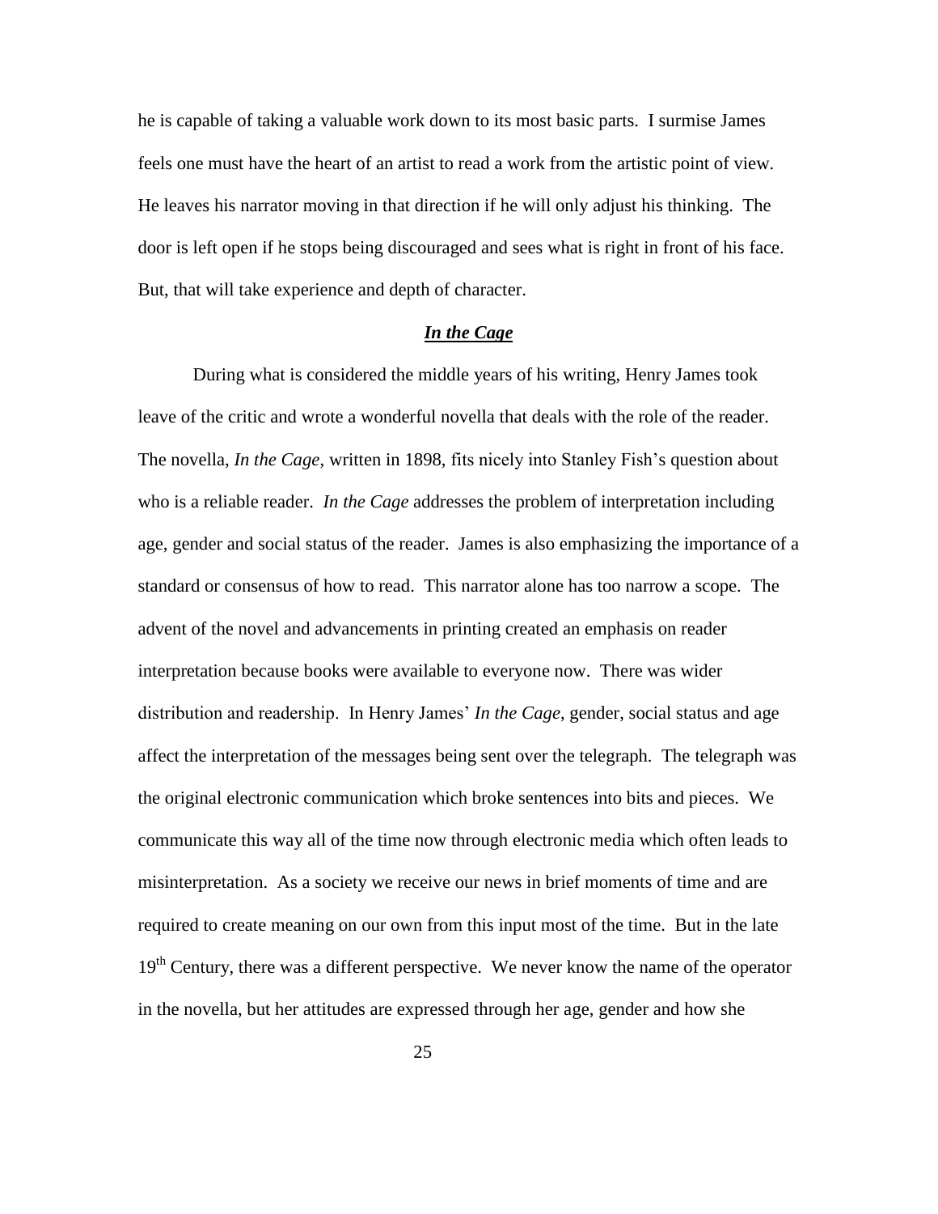he is capable of taking a valuable work down to its most basic parts. I surmise James feels one must have the heart of an artist to read a work from the artistic point of view. He leaves his narrator moving in that direction if he will only adjust his thinking. The door is left open if he stops being discouraged and sees what is right in front of his face. But, that will take experience and depth of character.

## ***In the Cage***

During what is considered the middle years of his writing, Henry James took leave of the critic and wrote a wonderful novella that deals with the role of the reader. The novella, *In the Cage*, written in 1898, fits nicely into Stanley Fish's question about who is a reliable reader. *In the Cage* addresses the problem of interpretation including age, gender and social status of the reader. James is also emphasizing the importance of a standard or consensus of how to read. This narrator alone has too narrow a scope. The advent of the novel and advancements in printing created an emphasis on reader interpretation because books were available to everyone now. There was wider distribution and readership. In Henry James' *In the Cage*, gender, social status and age affect the interpretation of the messages being sent over the telegraph. The telegraph was the original electronic communication which broke sentences into bits and pieces. We communicate this way all of the time now through electronic media which often leads to misinterpretation. As a society we receive our news in brief moments of time and are required to create meaning on our own from this input most of the time. But in the late 19th Century, there was a different perspective. We never know the name of the operator in the novella, but her attitudes are expressed through her age, gender and how she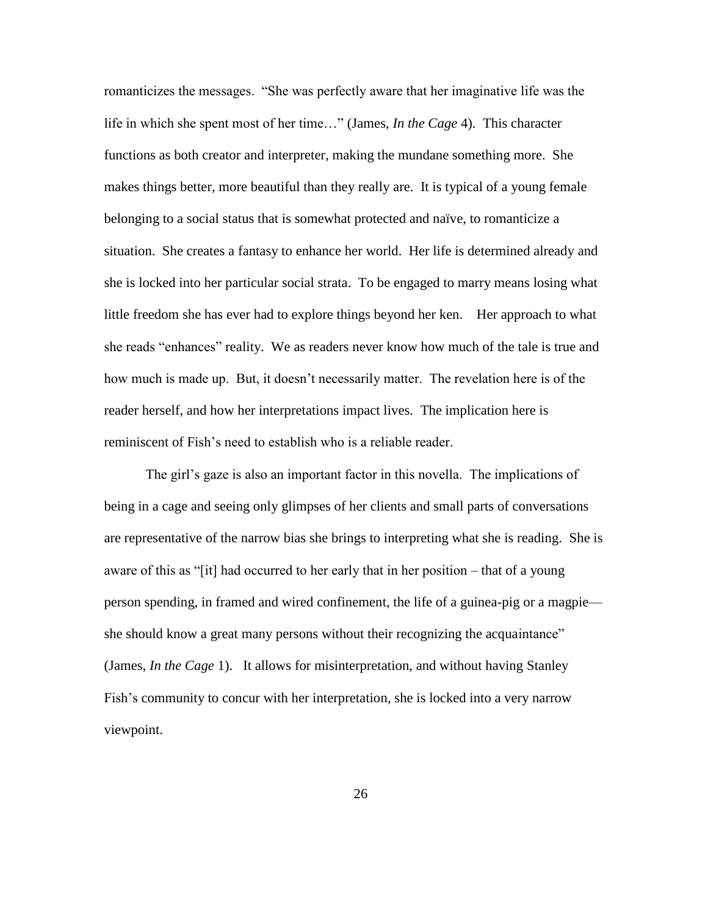romanticizes the messages. "She was perfectly aware that her imaginative life was the life in which she spent most of her time…" (James, *In the Cage* 4). This character functions as both creator and interpreter, making the mundane something more. She makes things better, more beautiful than they really are. It is typical of a young female belonging to a social status that is somewhat protected and naïve, to romanticize a situation. She creates a fantasy to enhance her world. Her life is determined already and she is locked into her particular social strata. To be engaged to marry means losing what little freedom she has ever had to explore things beyond her ken. Her approach to what she reads "enhances" reality. We as readers never know how much of the tale is true and how much is made up. But, it doesn't necessarily matter. The revelation here is of the reader herself, and how her interpretations impact lives. The implication here is reminiscent of Fish's need to establish who is a reliable reader.

The girl's gaze is also an important factor in this novella. The implications of being in a cage and seeing only glimpses of her clients and small parts of conversations are representative of the narrow bias she brings to interpreting what she is reading. She is aware of this as "[it] had occurred to her early that in her position – that of a young person spending, in framed and wired confinement, the life of a guinea-pig or a magpie— she should know a great many persons without their recognizing the acquaintance" (James, *In the Cage* 1). It allows for misinterpretation, and without having Stanley Fish's community to concur with her interpretation, she is locked into a very narrow viewpoint.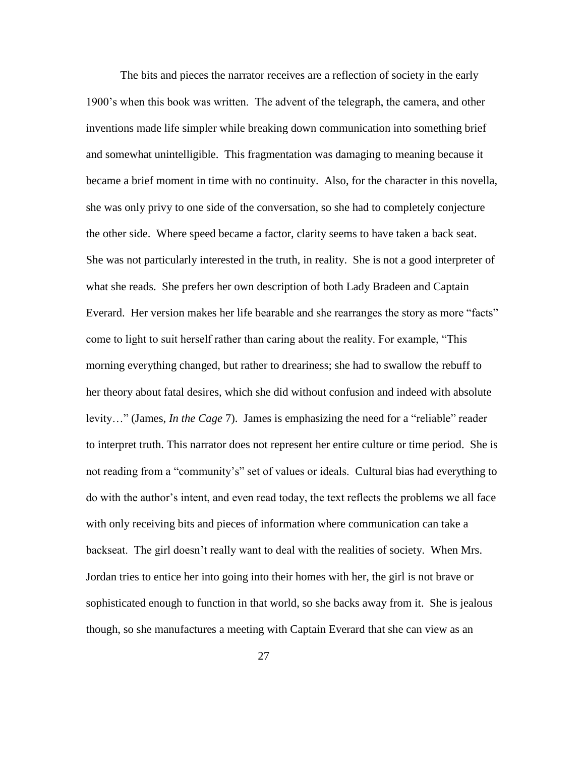The bits and pieces the narrator receives are a reflection of society in the early 1900's when this book was written. The advent of the telegraph, the camera, and other inventions made life simpler while breaking down communication into something brief and somewhat unintelligible. This fragmentation was damaging to meaning because it became a brief moment in time with no continuity. Also, for the character in this novella, she was only privy to one side of the conversation, so she had to completely conjecture the other side. Where speed became a factor, clarity seems to have taken a back seat. She was not particularly interested in the truth, in reality. She is not a good interpreter of what she reads. She prefers her own description of both Lady Bradeen and Captain Everard. Her version makes her life bearable and she rearranges the story as more "facts" come to light to suit herself rather than caring about the reality. For example, "This morning everything changed, but rather to dreariness; she had to swallow the rebuff to her theory about fatal desires, which she did without confusion and indeed with absolute levity…" (James, *In the Cage* 7). James is emphasizing the need for a "reliable" reader to interpret truth. This narrator does not represent her entire culture or time period. She is not reading from a "community's" set of values or ideals. Cultural bias had everything to do with the author's intent, and even read today, the text reflects the problems we all face with only receiving bits and pieces of information where communication can take a backseat. The girl doesn't really want to deal with the realities of society. When Mrs. Jordan tries to entice her into going into their homes with her, the girl is not brave or sophisticated enough to function in that world, so she backs away from it. She is jealous though, so she manufactures a meeting with Captain Everard that she can view as an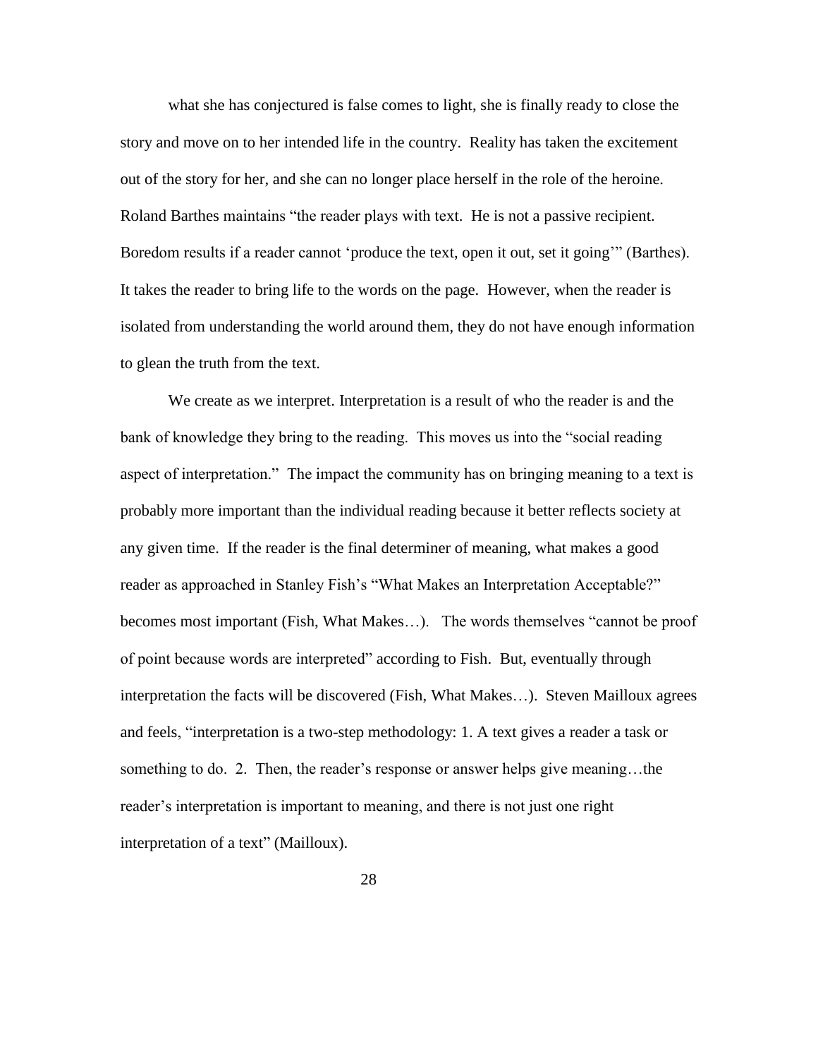what she has conjectured is false comes to light, she is finally ready to close the story and move on to her intended life in the country. Reality has taken the excitement out of the story for her, and she can no longer place herself in the role of the heroine. Roland Barthes maintains "the reader plays with text. He is not a passive recipient. Boredom results if a reader cannot 'produce the text, open it out, set it going'" (Barthes). It takes the reader to bring life to the words on the page. However, when the reader is isolated from understanding the world around them, they do not have enough information to glean the truth from the text.

We create as we interpret. Interpretation is a result of who the reader is and the bank of knowledge they bring to the reading. This moves us into the "social reading aspect of interpretation." The impact the community has on bringing meaning to a text is probably more important than the individual reading because it better reflects society at any given time. If the reader is the final determiner of meaning, what makes a good reader as approached in Stanley Fish's "What Makes an Interpretation Acceptable?" becomes most important (Fish, What Makes…). The words themselves "cannot be proof of point because words are interpreted" according to Fish. But, eventually through interpretation the facts will be discovered (Fish, What Makes…). Steven Mailloux agrees and feels, "interpretation is a two-step methodology: 1. A text gives a reader a task or something to do. 2. Then, the reader's response or answer helps give meaning…the reader's interpretation is important to meaning, and there is not just one right interpretation of a text" (Mailloux).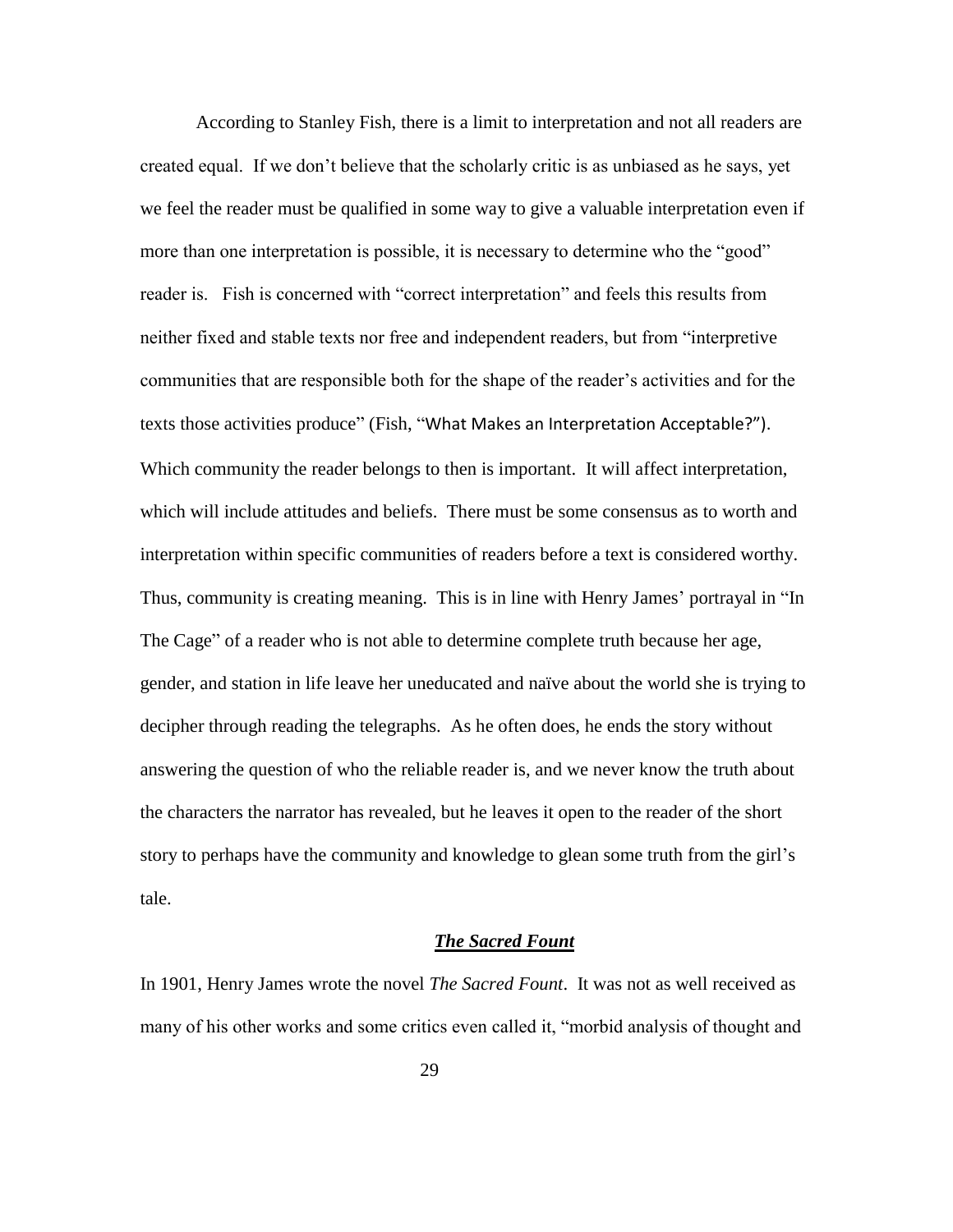According to Stanley Fish, there is a limit to interpretation and not all readers are created equal. If we don't believe that the scholarly critic is as unbiased as he says, yet we feel the reader must be qualified in some way to give a valuable interpretation even if more than one interpretation is possible, it is necessary to determine who the "good" reader is. Fish is concerned with "correct interpretation" and feels this results from neither fixed and stable texts nor free and independent readers, but from "interpretive communities that are responsible both for the shape of the reader's activities and for the texts those activities produce" (Fish, "What Makes an Interpretation Acceptable?"). Which community the reader belongs to then is important. It will affect interpretation, which will include attitudes and beliefs. There must be some consensus as to worth and interpretation within specific communities of readers before a text is considered worthy. Thus, community is creating meaning. This is in line with Henry James' portrayal in "In The Cage" of a reader who is not able to determine complete truth because her age, gender, and station in life leave her uneducated and naïve about the world she is trying to decipher through reading the telegraphs. As he often does, he ends the story without answering the question of who the reliable reader is, and we never know the truth about the characters the narrator has revealed, but he leaves it open to the reader of the short story to perhaps have the community and knowledge to glean some truth from the girl's tale.

## ***The Sacred Fount***

In 1901, Henry James wrote the novel *The Sacred Fount*. It was not as well received as many of his other works and some critics even called it, "morbid analysis of thought and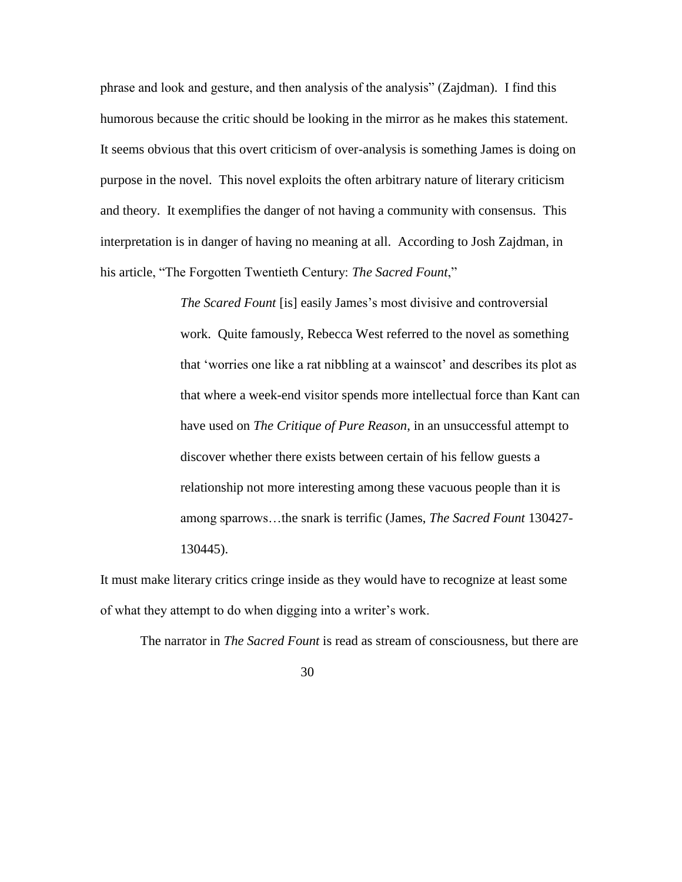phrase and look and gesture, and then analysis of the analysis" (Zajdman). I find this humorous because the critic should be looking in the mirror as he makes this statement. It seems obvious that this overt criticism of over-analysis is something James is doing on purpose in the novel. This novel exploits the often arbitrary nature of literary criticism and theory. It exemplifies the danger of not having a community with consensus. This interpretation is in danger of having no meaning at all. According to Josh Zajdman, in his article, "The Forgotten Twentieth Century: *The Sacred Fount*,"

> *The Scared Fount* [is] easily James's most divisive and controversial work. Quite famously, Rebecca West referred to the novel as something that 'worries one like a rat nibbling at a wainscot' and describes its plot as that where a week-end visitor spends more intellectual force than Kant can have used on *The Critique of Pure Reason*, in an unsuccessful attempt to discover whether there exists between certain of his fellow guests a relationship not more interesting among these vacuous people than it is among sparrows…the snark is terrific (James, *The Sacred Fount* 130427-130445).

It must make literary critics cringe inside as they would have to recognize at least some of what they attempt to do when digging into a writer's work.

The narrator in *The Sacred Fount* is read as stream of consciousness, but there are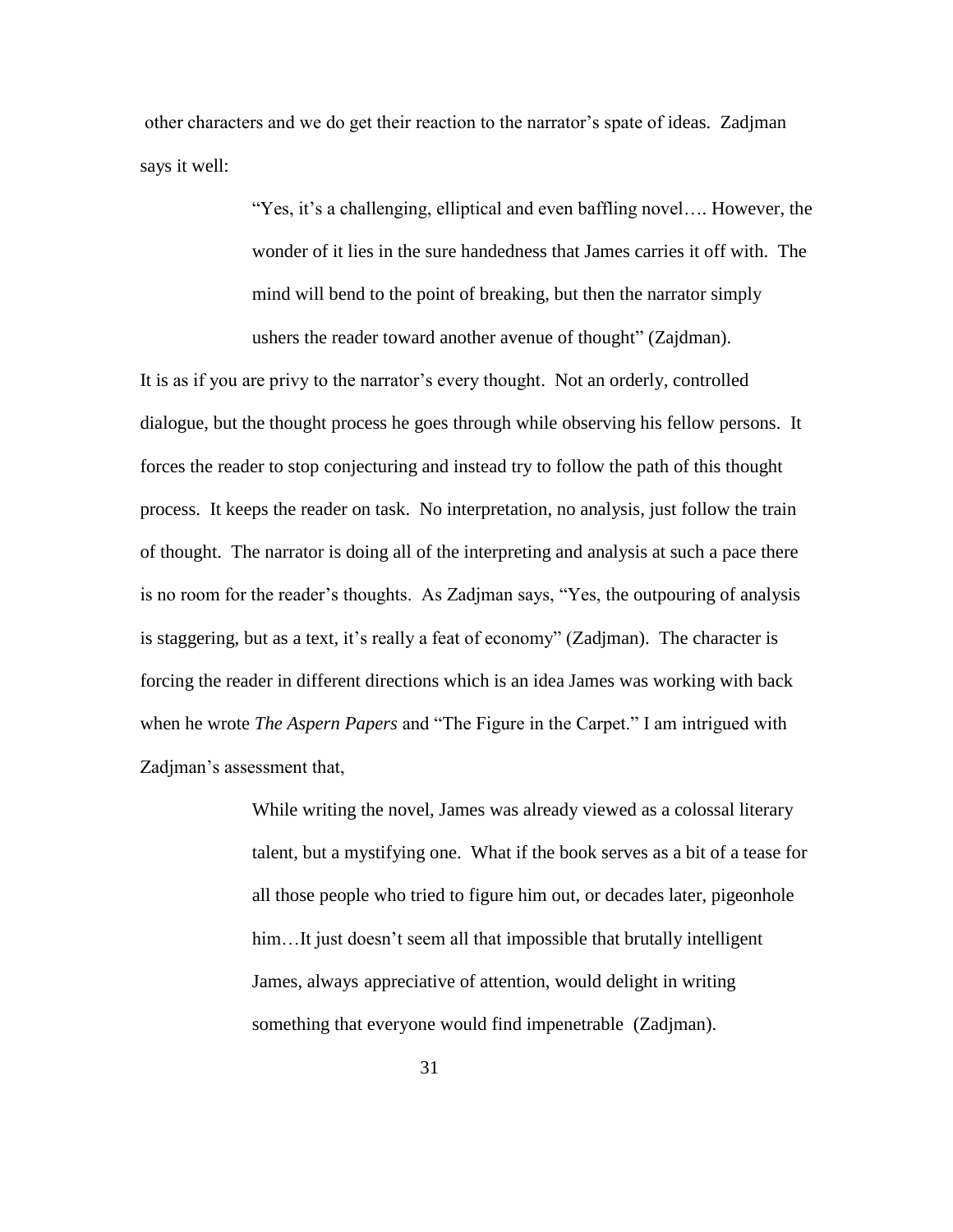other characters and we do get their reaction to the narrator's spate of ideas. Zadjman says it well:

> "Yes, it's a challenging, elliptical and even baffling novel…. However, the wonder of it lies in the sure handedness that James carries it off with. The mind will bend to the point of breaking, but then the narrator simply ushers the reader toward another avenue of thought" (Zajdman).

It is as if you are privy to the narrator's every thought. Not an orderly, controlled dialogue, but the thought process he goes through while observing his fellow persons. It forces the reader to stop conjecturing and instead try to follow the path of this thought process. It keeps the reader on task. No interpretation, no analysis, just follow the train of thought. The narrator is doing all of the interpreting and analysis at such a pace there is no room for the reader's thoughts. As Zadjman says, "Yes, the outpouring of analysis is staggering, but as a text, it's really a feat of economy" (Zadjman). The character is forcing the reader in different directions which is an idea James was working with back when he wrote *The Aspern Papers* and "The Figure in the Carpet." I am intrigued with Zadjman's assessment that,

> While writing the novel, James was already viewed as a colossal literary talent, but a mystifying one. What if the book serves as a bit of a tease for all those people who tried to figure him out, or decades later, pigeonhole him…It just doesn't seem all that impossible that brutally intelligent James, always appreciative of attention, would delight in writing something that everyone would find impenetrable (Zadjman).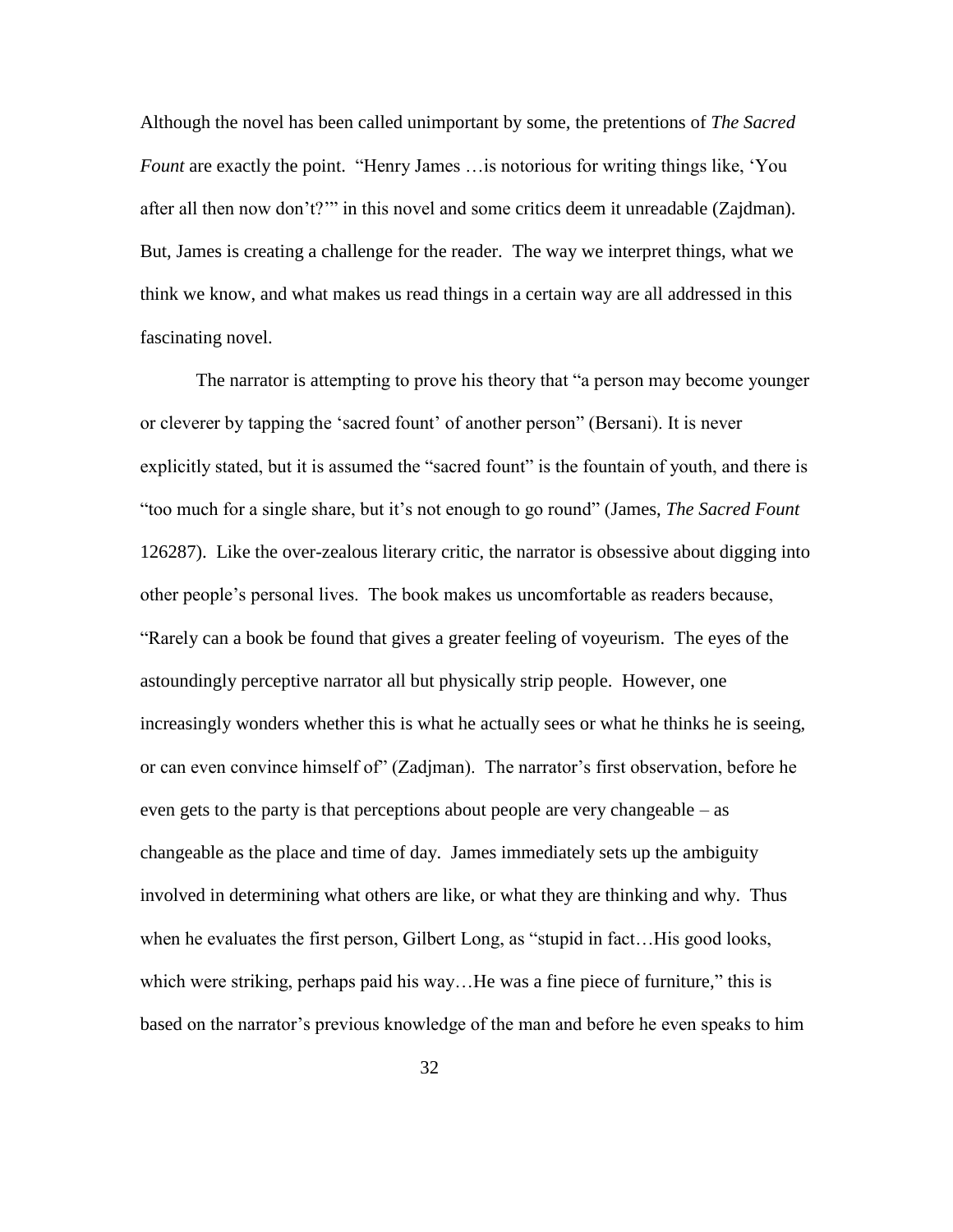Although the novel has been called unimportant by some, the pretentions of *The Sacred Fount* are exactly the point. "Henry James …is notorious for writing things like, 'You after all then now don't?'" in this novel and some critics deem it unreadable (Zajdman). But, James is creating a challenge for the reader. The way we interpret things, what we think we know, and what makes us read things in a certain way are all addressed in this fascinating novel.

The narrator is attempting to prove his theory that "a person may become younger or cleverer by tapping the 'sacred fount' of another person" (Bersani). It is never explicitly stated, but it is assumed the "sacred fount" is the fountain of youth, and there is "too much for a single share, but it's not enough to go round" (James, *The Sacred Fount* 126287). Like the over-zealous literary critic, the narrator is obsessive about digging into other people's personal lives. The book makes us uncomfortable as readers because, "Rarely can a book be found that gives a greater feeling of voyeurism. The eyes of the astoundingly perceptive narrator all but physically strip people. However, one increasingly wonders whether this is what he actually sees or what he thinks he is seeing, or can even convince himself of" (Zadjman). The narrator's first observation, before he even gets to the party is that perceptions about people are very changeable – as changeable as the place and time of day. James immediately sets up the ambiguity involved in determining what others are like, or what they are thinking and why. Thus when he evaluates the first person, Gilbert Long, as "stupid in fact…His good looks, which were striking, perhaps paid his way…He was a fine piece of furniture," this is based on the narrator's previous knowledge of the man and before he even speaks to him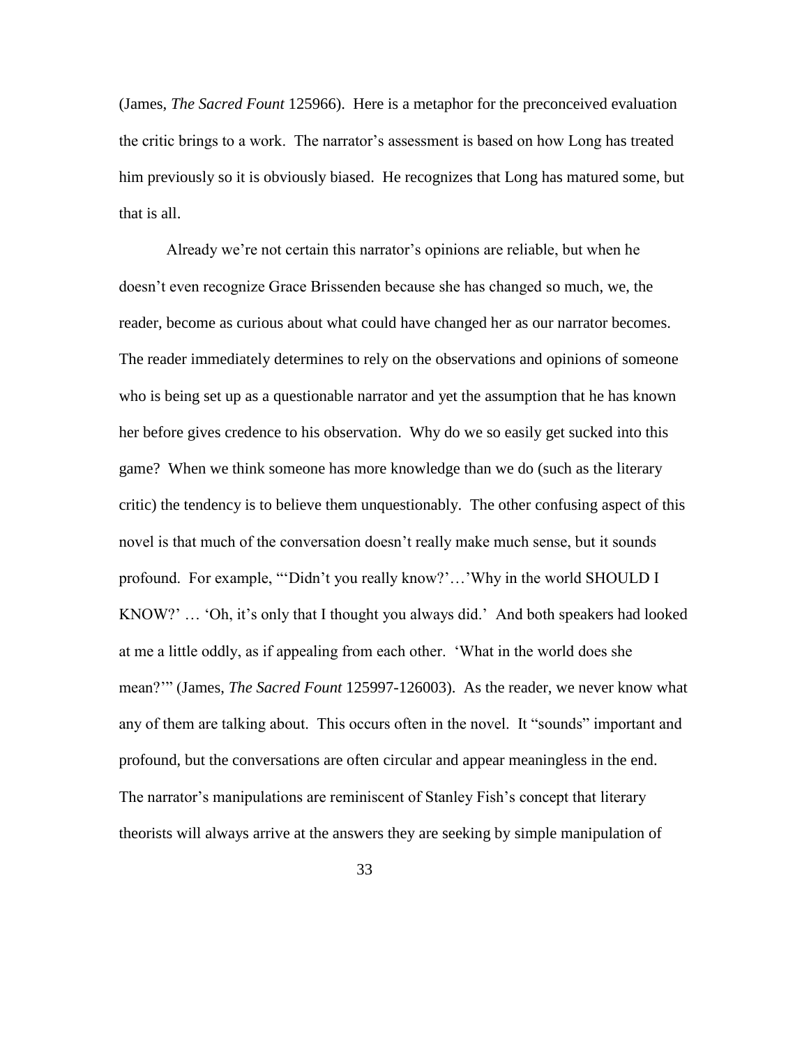(James, *The Sacred Fount* 125966). Here is a metaphor for the preconceived evaluation the critic brings to a work. The narrator's assessment is based on how Long has treated him previously so it is obviously biased. He recognizes that Long has matured some, but that is all.

Already we're not certain this narrator's opinions are reliable, but when he doesn't even recognize Grace Brissenden because she has changed so much, we, the reader, become as curious about what could have changed her as our narrator becomes. The reader immediately determines to rely on the observations and opinions of someone who is being set up as a questionable narrator and yet the assumption that he has known her before gives credence to his observation. Why do we so easily get sucked into this game? When we think someone has more knowledge than we do (such as the literary critic) the tendency is to believe them unquestionably. The other confusing aspect of this novel is that much of the conversation doesn't really make much sense, but it sounds profound. For example, "'Didn't you really know?'…'Why in the world SHOULD I KNOW?' … 'Oh, it's only that I thought you always did.' And both speakers had looked at me a little oddly, as if appealing from each other. 'What in the world does she mean?'" (James, *The Sacred Fount* 125997-126003). As the reader, we never know what any of them are talking about. This occurs often in the novel. It "sounds" important and profound, but the conversations are often circular and appear meaningless in the end. The narrator's manipulations are reminiscent of Stanley Fish's concept that literary theorists will always arrive at the answers they are seeking by simple manipulation of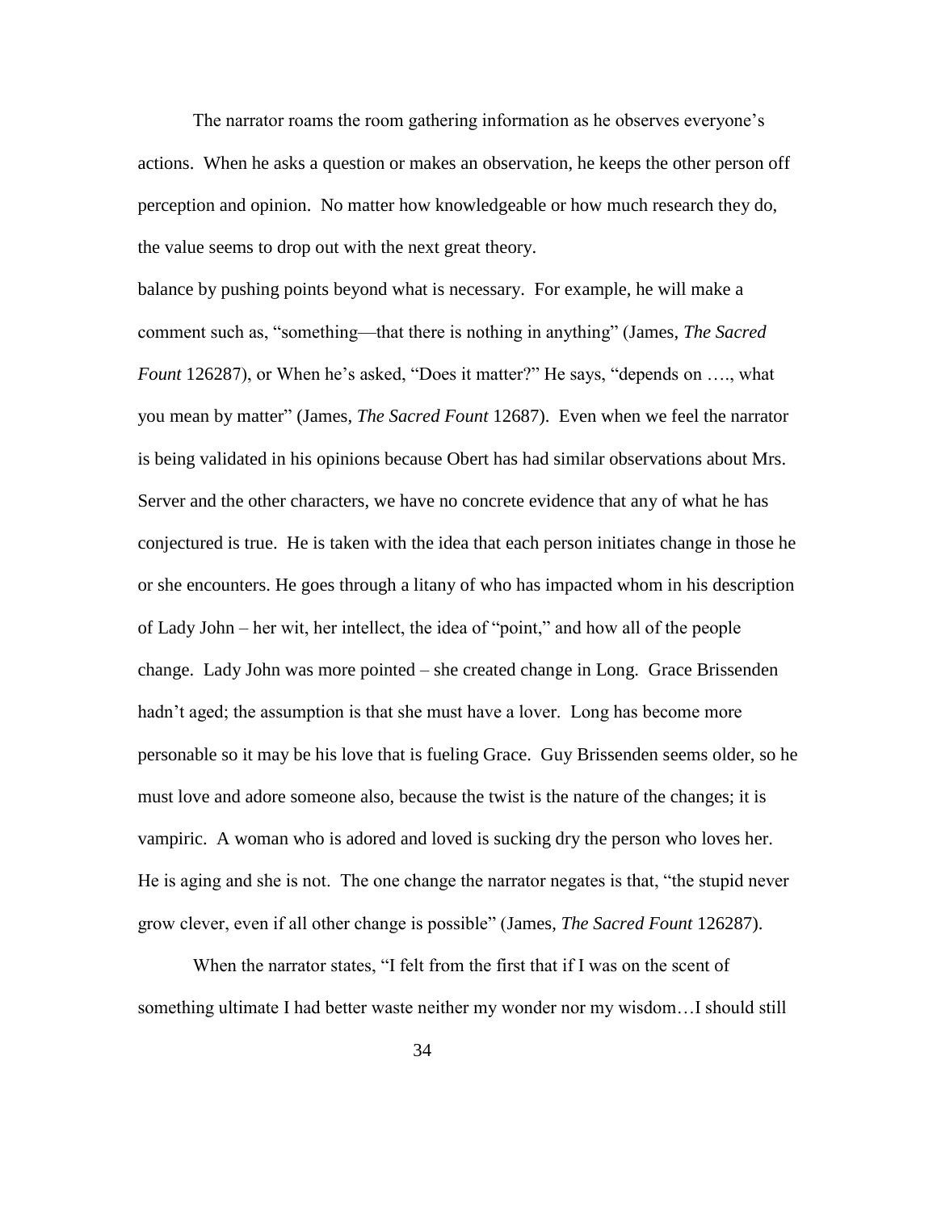The narrator roams the room gathering information as he observes everyone's actions. When he asks a question or makes an observation, he keeps the other person off perception and opinion. No matter how knowledgeable or how much research they do, the value seems to drop out with the next great theory.

balance by pushing points beyond what is necessary. For example, he will make a comment such as, "something—that there is nothing in anything" (James, *The Sacred Fount* 126287), or When he's asked, "Does it matter?" He says, "depends on …., what you mean by matter" (James, *The Sacred Fount* 12687). Even when we feel the narrator is being validated in his opinions because Obert has had similar observations about Mrs. Server and the other characters, we have no concrete evidence that any of what he has conjectured is true. He is taken with the idea that each person initiates change in those he or she encounters. He goes through a litany of who has impacted whom in his description of Lady John – her wit, her intellect, the idea of "point," and how all of the people change. Lady John was more pointed – she created change in Long. Grace Brissenden hadn't aged; the assumption is that she must have a lover. Long has become more personable so it may be his love that is fueling Grace. Guy Brissenden seems older, so he must love and adore someone also, because the twist is the nature of the changes; it is vampiric. A woman who is adored and loved is sucking dry the person who loves her. He is aging and she is not. The one change the narrator negates is that, "the stupid never grow clever, even if all other change is possible" (James, *The Sacred Fount* 126287).

When the narrator states, "I felt from the first that if I was on the scent of something ultimate I had better waste neither my wonder nor my wisdom…I should still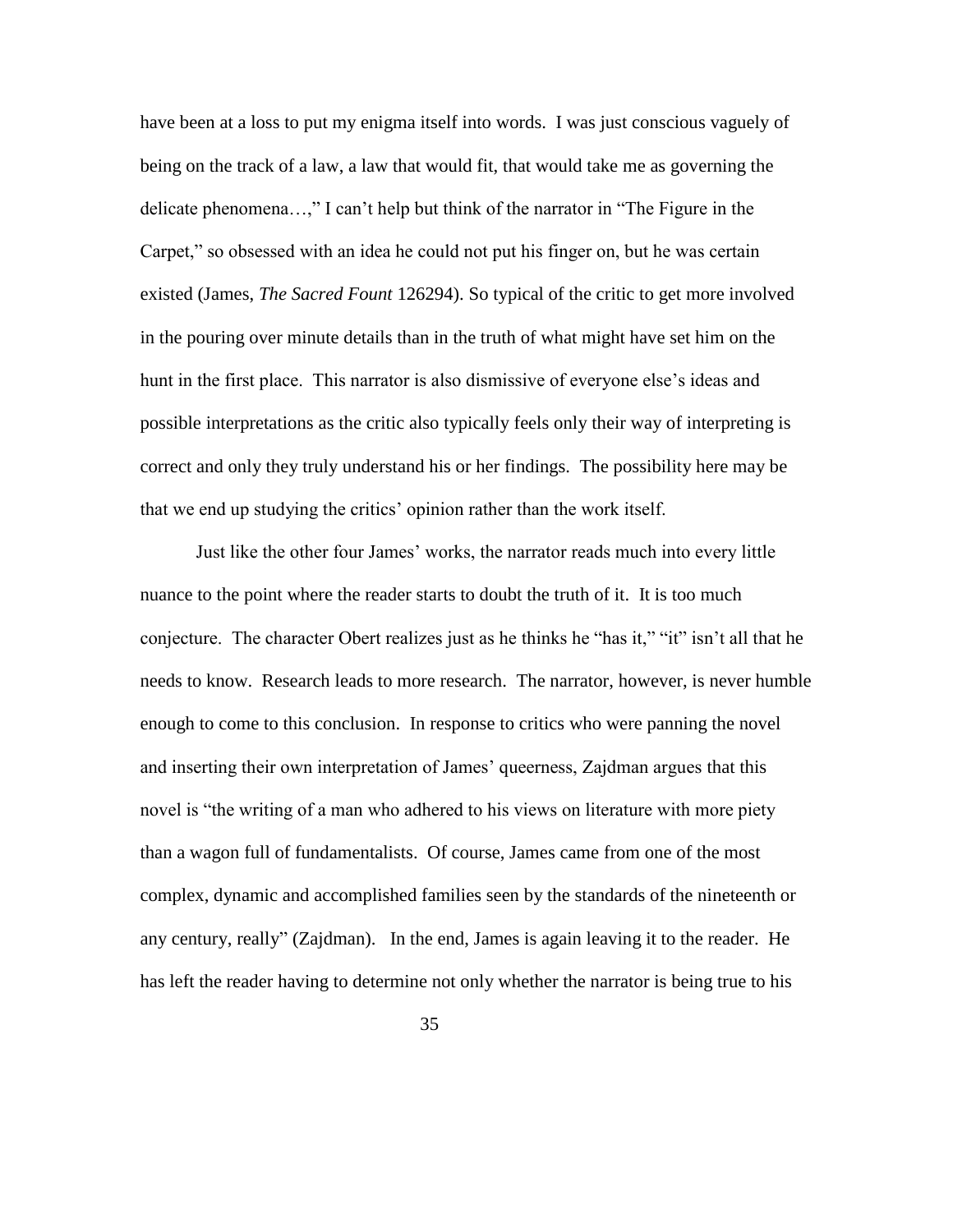have been at a loss to put my enigma itself into words. I was just conscious vaguely of being on the track of a law, a law that would fit, that would take me as governing the delicate phenomena…," I can't help but think of the narrator in "The Figure in the Carpet," so obsessed with an idea he could not put his finger on, but he was certain existed (James, *The Sacred Fount* 126294). So typical of the critic to get more involved in the pouring over minute details than in the truth of what might have set him on the hunt in the first place. This narrator is also dismissive of everyone else's ideas and possible interpretations as the critic also typically feels only their way of interpreting is correct and only they truly understand his or her findings. The possibility here may be that we end up studying the critics' opinion rather than the work itself.

Just like the other four James' works, the narrator reads much into every little nuance to the point where the reader starts to doubt the truth of it. It is too much conjecture. The character Obert realizes just as he thinks he "has it," "it" isn't all that he needs to know. Research leads to more research. The narrator, however, is never humble enough to come to this conclusion. In response to critics who were panning the novel and inserting their own interpretation of James' queerness, Zajdman argues that this novel is "the writing of a man who adhered to his views on literature with more piety than a wagon full of fundamentalists. Of course, James came from one of the most complex, dynamic and accomplished families seen by the standards of the nineteenth or any century, really" (Zajdman). In the end, James is again leaving it to the reader. He has left the reader having to determine not only whether the narrator is being true to his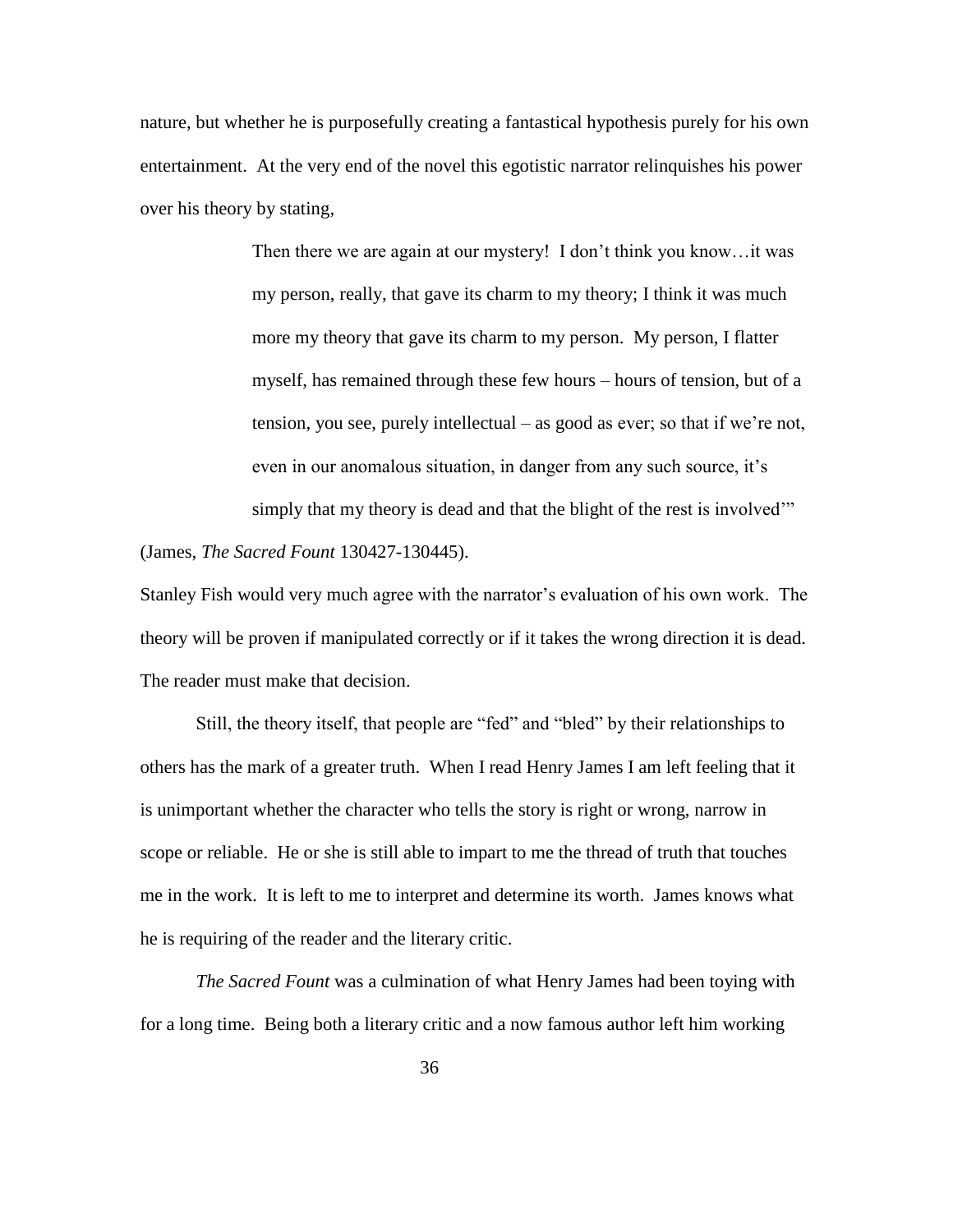nature, but whether he is purposefully creating a fantastical hypothesis purely for his own entertainment. At the very end of the novel this egotistic narrator relinquishes his power over his theory by stating,

> Then there we are again at our mystery! I don't think you know…it was my person, really, that gave its charm to my theory; I think it was much more my theory that gave its charm to my person. My person, I flatter myself, has remained through these few hours – hours of tension, but of a tension, you see, purely intellectual – as good as ever; so that if we're not, even in our anomalous situation, in danger from any such source, it's simply that my theory is dead and that the blight of the rest is involved'"

(James, *The Sacred Fount* 130427-130445).

Stanley Fish would very much agree with the narrator's evaluation of his own work. The theory will be proven if manipulated correctly or if it takes the wrong direction it is dead. The reader must make that decision.

Still, the theory itself, that people are "fed" and "bled" by their relationships to others has the mark of a greater truth. When I read Henry James I am left feeling that it is unimportant whether the character who tells the story is right or wrong, narrow in scope or reliable. He or she is still able to impart to me the thread of truth that touches me in the work. It is left to me to interpret and determine its worth. James knows what he is requiring of the reader and the literary critic.

*The Sacred Fount* was a culmination of what Henry James had been toying with for a long time. Being both a literary critic and a now famous author left him working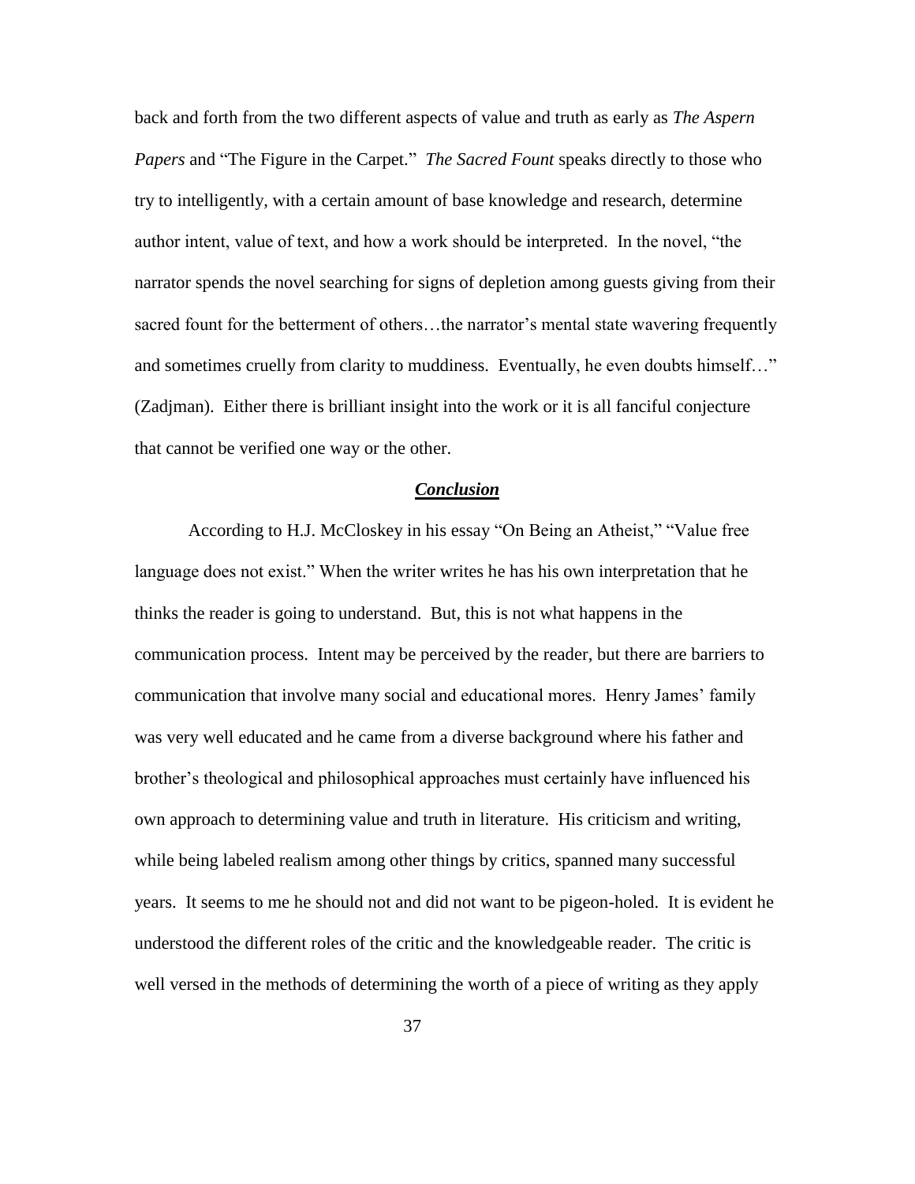back and forth from the two different aspects of value and truth as early as *The Aspern Papers* and "The Figure in the Carpet." *The Sacred Fount* speaks directly to those who try to intelligently, with a certain amount of base knowledge and research, determine author intent, value of text, and how a work should be interpreted. In the novel, "the narrator spends the novel searching for signs of depletion among guests giving from their sacred fount for the betterment of others…the narrator's mental state wavering frequently and sometimes cruelly from clarity to muddiness. Eventually, he even doubts himself…" (Zadjman). Either there is brilliant insight into the work or it is all fanciful conjecture that cannot be verified one way or the other.

## ***Conclusion***

According to H.J. McCloskey in his essay "On Being an Atheist," "Value free language does not exist." When the writer writes he has his own interpretation that he thinks the reader is going to understand. But, this is not what happens in the communication process. Intent may be perceived by the reader, but there are barriers to communication that involve many social and educational mores. Henry James' family was very well educated and he came from a diverse background where his father and brother's theological and philosophical approaches must certainly have influenced his own approach to determining value and truth in literature. His criticism and writing, while being labeled realism among other things by critics, spanned many successful years. It seems to me he should not and did not want to be pigeon-holed. It is evident he understood the different roles of the critic and the knowledgeable reader. The critic is well versed in the methods of determining the worth of a piece of writing as they apply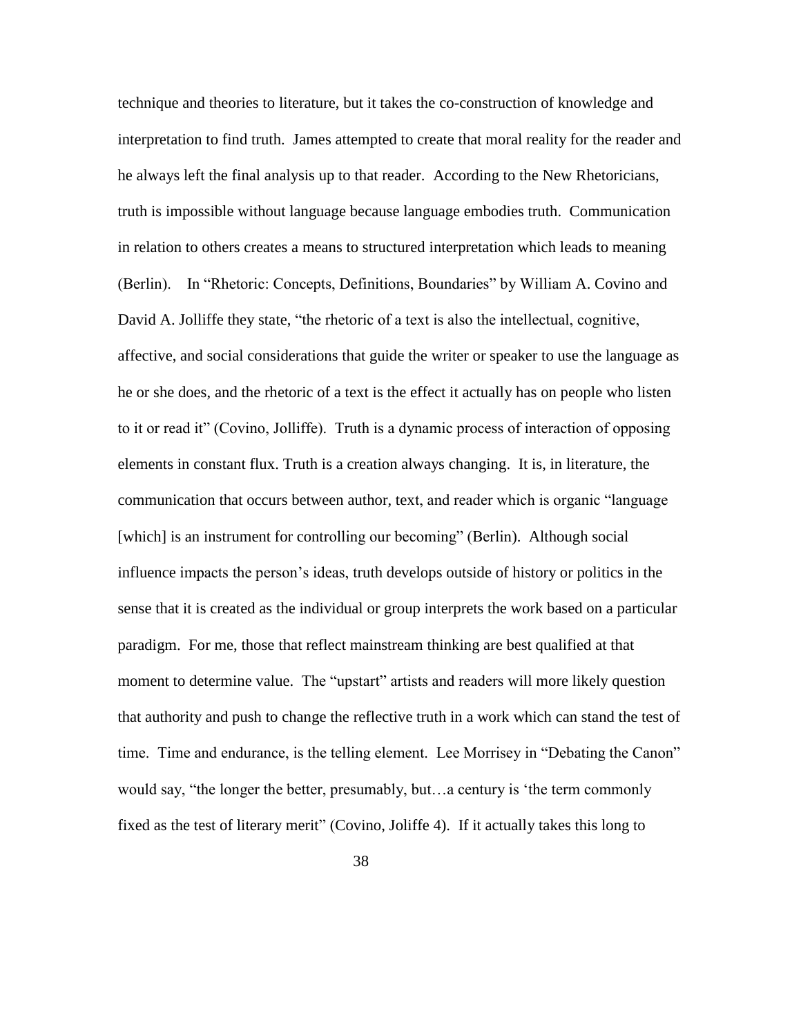technique and theories to literature, but it takes the co-construction of knowledge and interpretation to find truth. James attempted to create that moral reality for the reader and he always left the final analysis up to that reader. According to the New Rhetoricians, truth is impossible without language because language embodies truth. Communication in relation to others creates a means to structured interpretation which leads to meaning (Berlin). In "Rhetoric: Concepts, Definitions, Boundaries" by William A. Covino and David A. Jolliffe they state, "the rhetoric of a text is also the intellectual, cognitive, affective, and social considerations that guide the writer or speaker to use the language as he or she does, and the rhetoric of a text is the effect it actually has on people who listen to it or read it" (Covino, Jolliffe). Truth is a dynamic process of interaction of opposing elements in constant flux. Truth is a creation always changing. It is, in literature, the communication that occurs between author, text, and reader which is organic "language [which] is an instrument for controlling our becoming" (Berlin). Although social influence impacts the person's ideas, truth develops outside of history or politics in the sense that it is created as the individual or group interprets the work based on a particular paradigm. For me, those that reflect mainstream thinking are best qualified at that moment to determine value. The "upstart" artists and readers will more likely question that authority and push to change the reflective truth in a work which can stand the test of time. Time and endurance, is the telling element. Lee Morrisey in "Debating the Canon" would say, "the longer the better, presumably, but…a century is 'the term commonly fixed as the test of literary merit" (Covino, Joliffe 4). If it actually takes this long to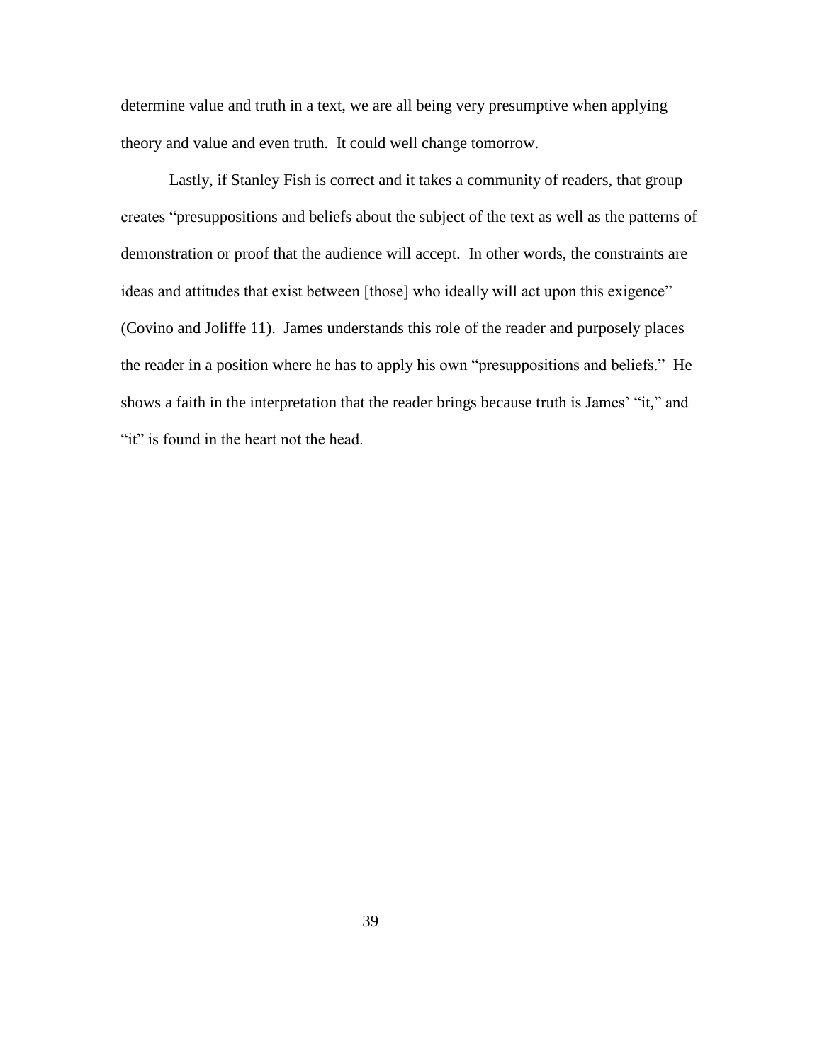determine value and truth in a text, we are all being very presumptive when applying theory and value and even truth. It could well change tomorrow.

Lastly, if Stanley Fish is correct and it takes a community of readers, that group creates "presuppositions and beliefs about the subject of the text as well as the patterns of demonstration or proof that the audience will accept. In other words, the constraints are ideas and attitudes that exist between [those] who ideally will act upon this exigence" (Covino and Joliffe 11). James understands this role of the reader and purposely places the reader in a position where he has to apply his own "presuppositions and beliefs." He shows a faith in the interpretation that the reader brings because truth is James' "it," and "it" is found in the heart not the head.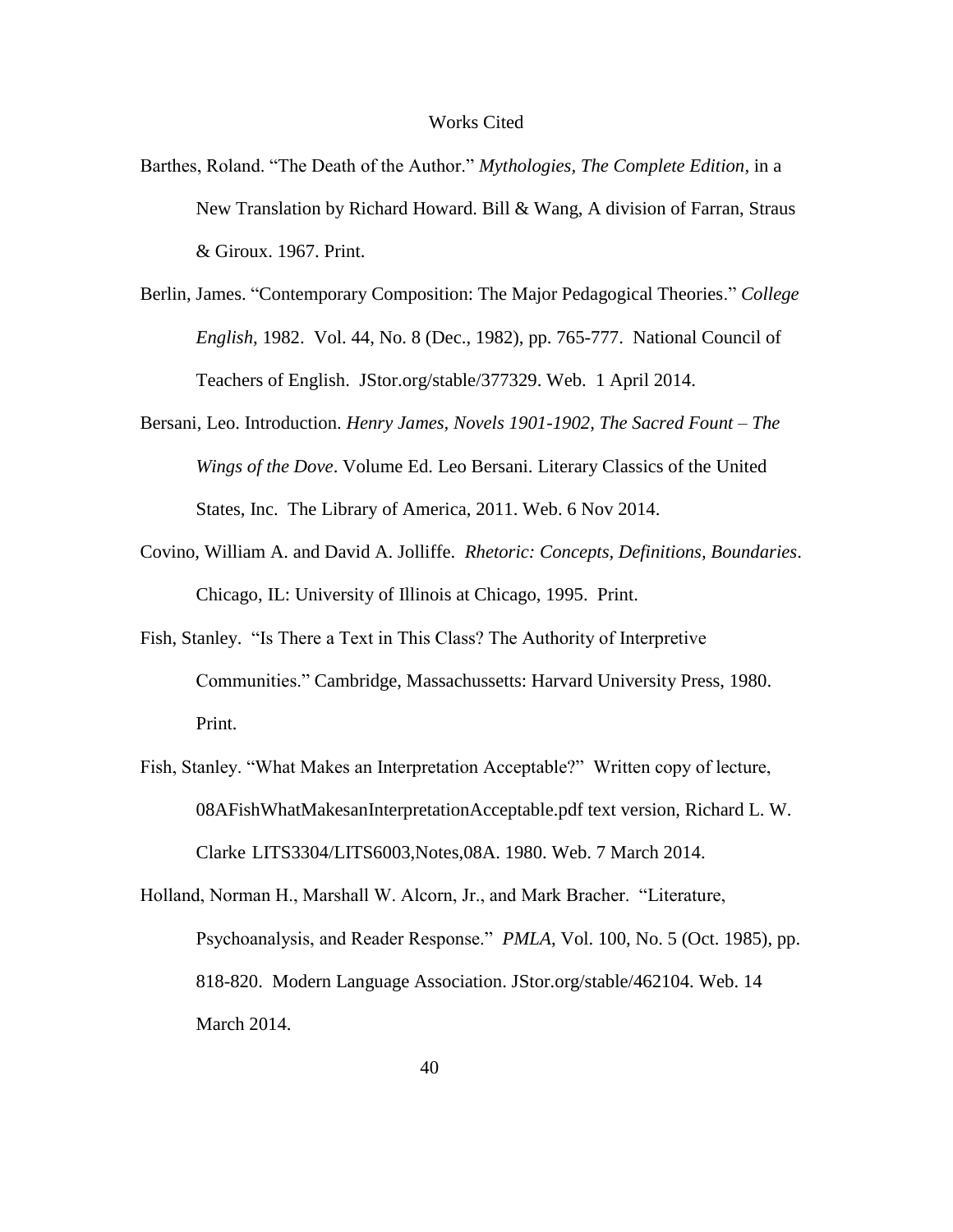# Works Cited

Barthes, Roland. "The Death of the Author." *Mythologies, The Complete Edition*, in a New Translation by Richard Howard. Bill & Wang, A division of Farran, Straus & Giroux. 1967. Print.

Berlin, James. "Contemporary Composition: The Major Pedagogical Theories." *College English*, 1982. Vol. 44, No. 8 (Dec., 1982), pp. 765-777. National Council of Teachers of English. JStor.org/stable/377329. Web. 1 April 2014.

Bersani, Leo. Introduction. *Henry James, Novels 1901-1902, The Sacred Fount – The Wings of the Dove*. Volume Ed. Leo Bersani. Literary Classics of the United States, Inc. The Library of America, 2011. Web. 6 Nov 2014.

Covino, William A. and David A. Jolliffe. *Rhetoric: Concepts, Definitions, Boundaries*. Chicago, IL: University of Illinois at Chicago, 1995. Print.

Fish, Stanley. "Is There a Text in This Class? The Authority of Interpretive Communities." Cambridge, Massachussetts: Harvard University Press, 1980. Print.

Fish, Stanley. "What Makes an Interpretation Acceptable?" Written copy of lecture, 08AFishWhatMakesanInterpretationAcceptable.pdf text version, Richard L. W. Clarke LITS3304/LITS6003,Notes,08A. 1980. Web. 7 March 2014.

Holland, Norman H., Marshall W. Alcorn, Jr., and Mark Bracher. "Literature, Psychoanalysis, and Reader Response." *PMLA*, Vol. 100, No. 5 (Oct. 1985), pp. 818-820. Modern Language Association. JStor.org/stable/462104. Web. 14 March 2014.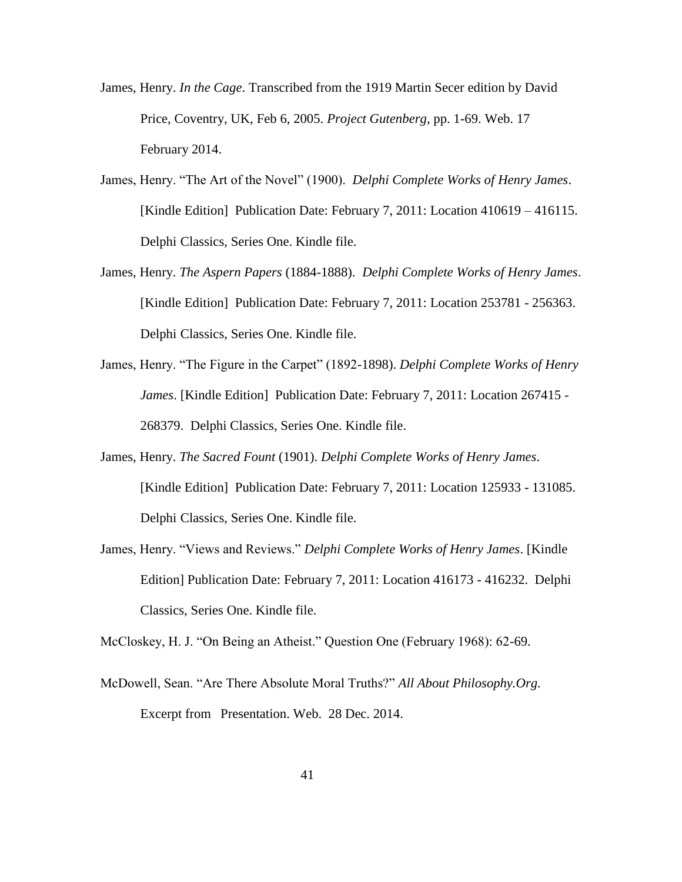James, Henry. *In the Cage*. Transcribed from the 1919 Martin Secer edition by David Price, Coventry, UK, Feb 6, 2005. *Project Gutenberg*, pp. 1-69. Web. 17 February 2014.

James, Henry. "The Art of the Novel" (1900). *Delphi Complete Works of Henry James*. [Kindle Edition] Publication Date: February 7, 2011: Location 410619 – 416115. Delphi Classics, Series One. Kindle file.

James, Henry. *The Aspern Papers* (1884-1888). *Delphi Complete Works of Henry James*. [Kindle Edition] Publication Date: February 7, 2011: Location 253781 - 256363. Delphi Classics, Series One. Kindle file.

James, Henry. "The Figure in the Carpet" (1892-1898). *Delphi Complete Works of Henry James*. [Kindle Edition] Publication Date: February 7, 2011: Location 267415 - 268379. Delphi Classics, Series One. Kindle file.

James, Henry. *The Sacred Fount* (1901). *Delphi Complete Works of Henry James*. [Kindle Edition] Publication Date: February 7, 2011: Location 125933 - 131085. Delphi Classics, Series One. Kindle file.

James, Henry. "Views and Reviews." *Delphi Complete Works of Henry James*. [Kindle Edition] Publication Date: February 7, 2011: Location 416173 - 416232. Delphi Classics, Series One. Kindle file.

McCloskey, H. J. "On Being an Atheist." Question One (February 1968): 62-69.

McDowell, Sean. "Are There Absolute Moral Truths?" *All About Philosophy.Org.* Excerpt from Presentation. Web. 28 Dec. 2014.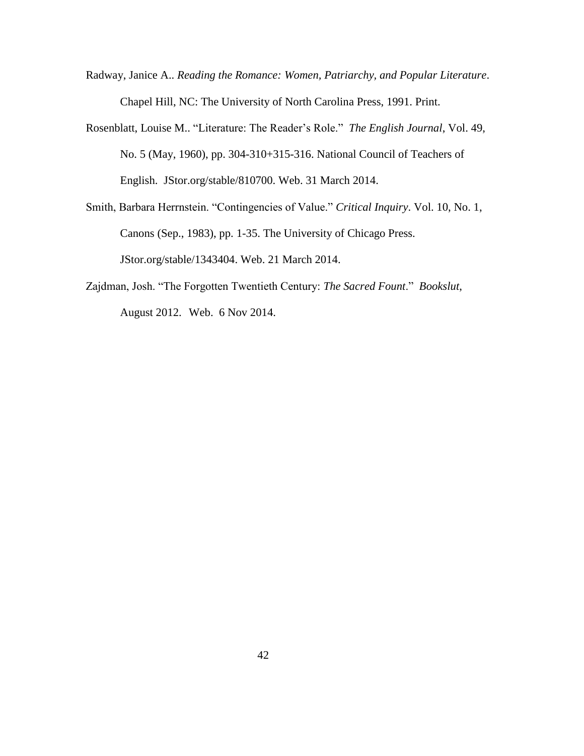Radway, Janice A.. *Reading the Romance: Women, Patriarchy, and Popular Literature*. Chapel Hill, NC: The University of North Carolina Press, 1991. Print.

Rosenblatt, Louise M.. "Literature: The Reader's Role." *The English Journal*, Vol. 49, No. 5 (May, 1960), pp. 304-310+315-316. National Council of Teachers of English. JStor.org/stable/810700. Web. 31 March 2014.

Smith, Barbara Herrnstein. "Contingencies of Value." *Critical Inquiry*. Vol. 10, No. 1, Canons (Sep., 1983), pp. 1-35. The University of Chicago Press. JStor.org/stable/1343404. Web. 21 March 2014.

Zajdman, Josh. "The Forgotten Twentieth Century: *The Sacred Fount*." *Bookslut*, August 2012. Web. 6 Nov 2014.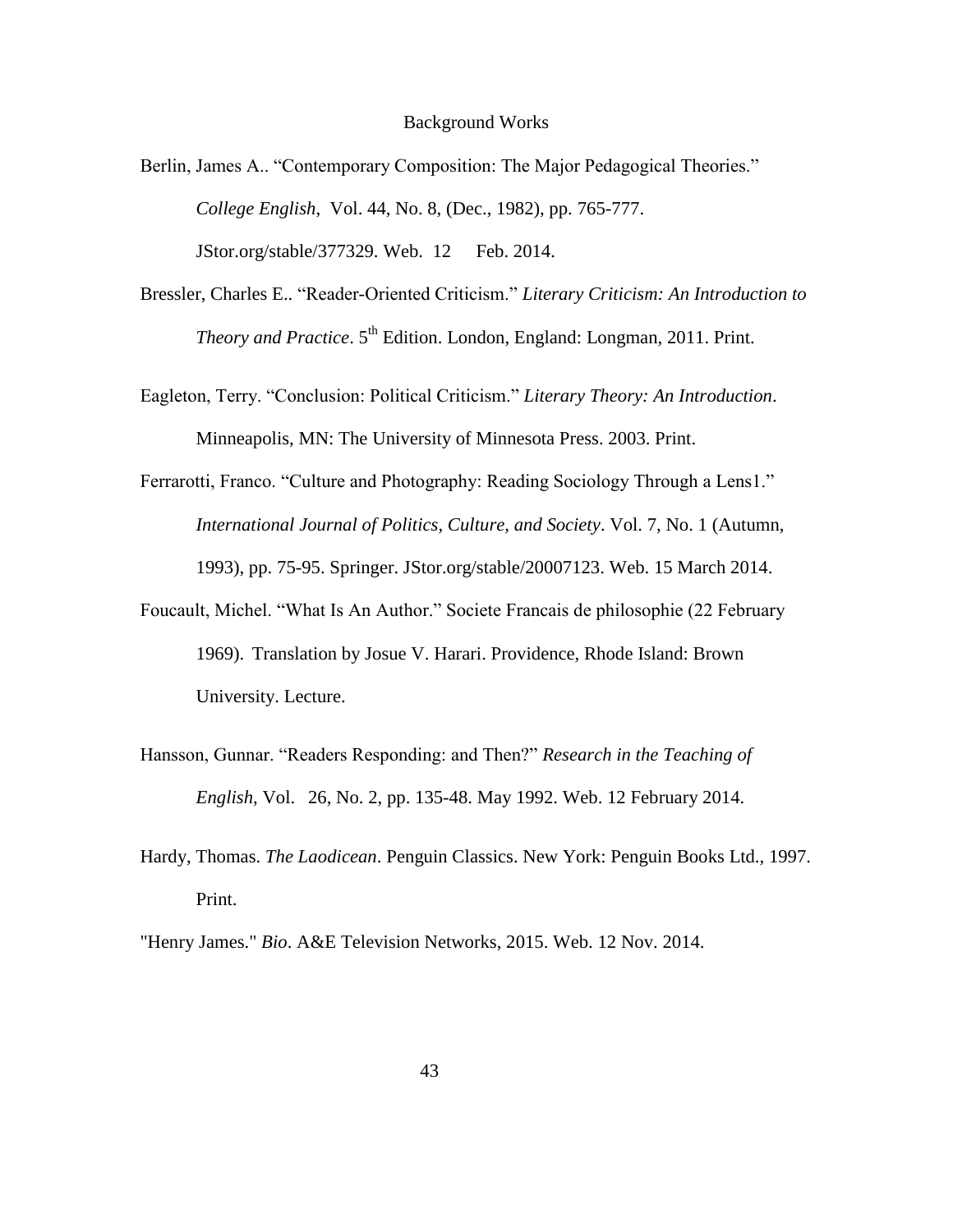# Background Works

Berlin, James A.. "Contemporary Composition: The Major Pedagogical Theories." *College English*, Vol. 44, No. 8, (Dec., 1982), pp. 765-777. JStor.org/stable/377329. Web. 12 Feb. 2014.

Bressler, Charles E.. "Reader-Oriented Criticism." *Literary Criticism: An Introduction to Theory and Practice*. 5th Edition. London, England: Longman, 2011. Print.

Eagleton, Terry. "Conclusion: Political Criticism." *Literary Theory: An Introduction*. Minneapolis, MN: The University of Minnesota Press. 2003. Print.

Ferrarotti, Franco. "Culture and Photography: Reading Sociology Through a Lens1." *International Journal of Politics, Culture, and Society*. Vol. 7, No. 1 (Autumn, 1993), pp. 75-95. Springer. JStor.org/stable/20007123. Web. 15 March 2014.

Foucault, Michel. "What Is An Author." Societe Francais de philosophie (22 February 1969). Translation by Josue V. Harari. Providence, Rhode Island: Brown University. Lecture.

Hansson, Gunnar. "Readers Responding: and Then?" *Research in the Teaching of English*, Vol. 26, No. 2, pp. 135-48. May 1992. Web. 12 February 2014.

Hardy, Thomas. *The Laodicean*. Penguin Classics. New York: Penguin Books Ltd., 1997. Print.

"Henry James." *Bio*. A&E Television Networks, 2015. Web. 12 Nov. 2014.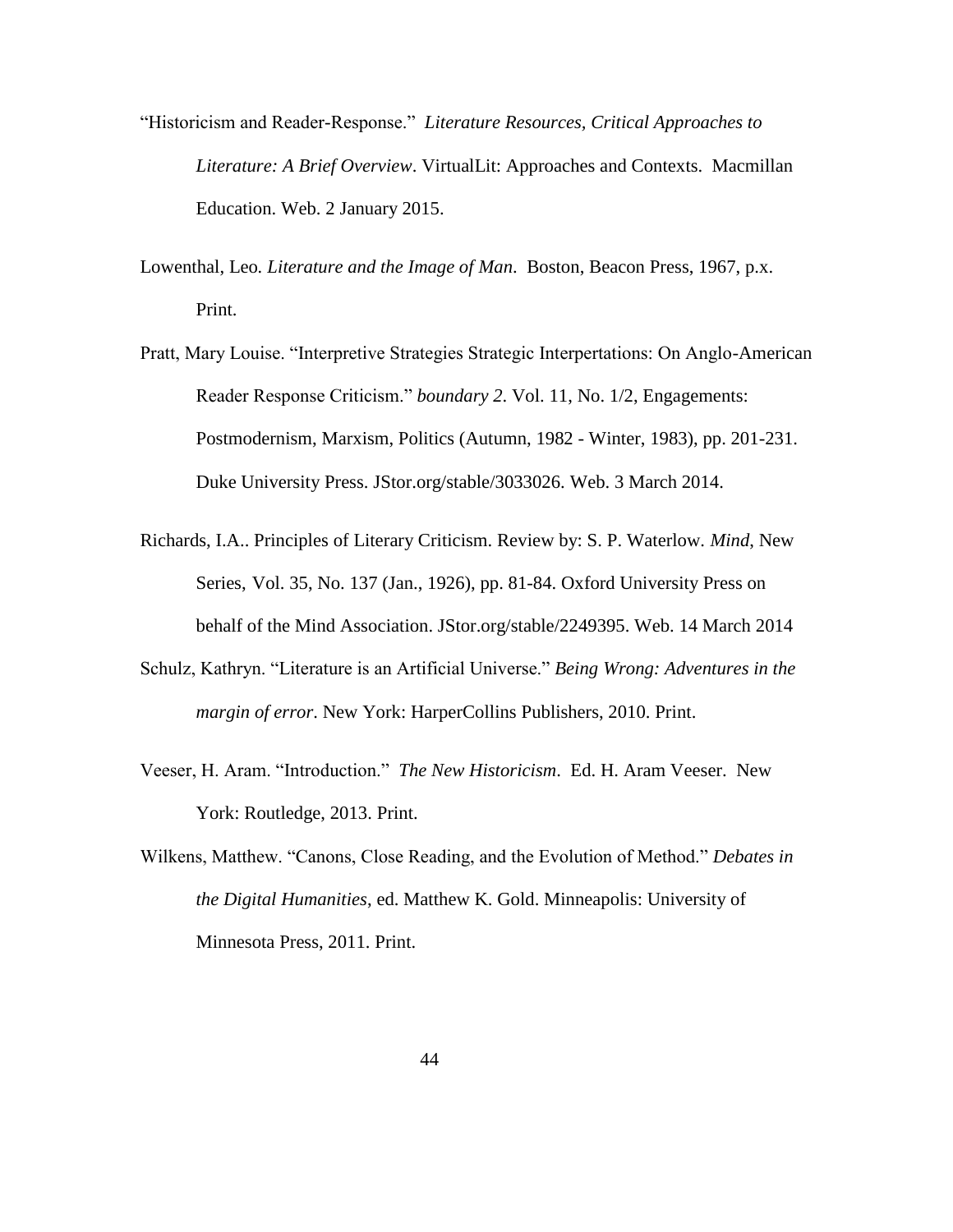"Historicism and Reader-Response." *Literature Resources, Critical Approaches to Literature: A Brief Overview*. VirtualLit: Approaches and Contexts. Macmillan Education. Web. 2 January 2015.

Lowenthal, Leo. *Literature and the Image of Man*. Boston, Beacon Press, 1967, p.x. Print.

Pratt, Mary Louise. "Interpretive Strategies Strategic Interpertations: On Anglo-American Reader Response Criticism." *boundary 2*. Vol. 11, No. 1/2, Engagements: Postmodernism, Marxism, Politics (Autumn, 1982 - Winter, 1983), pp. 201-231. Duke University Press. JStor.org/stable/3033026. Web. 3 March 2014.

Richards, I.A.. Principles of Literary Criticism. Review by: S. P. Waterlow. *Mind*, New Series, Vol. 35, No. 137 (Jan., 1926), pp. 81-84. Oxford University Press on behalf of the Mind Association. JStor.org/stable/2249395. Web. 14 March 2014

Schulz, Kathryn. "Literature is an Artificial Universe." *Being Wrong: Adventures in the margin of error*. New York: HarperCollins Publishers, 2010. Print.

Veeser, H. Aram. "Introduction." *The New Historicism*. Ed. H. Aram Veeser. New York: Routledge, 2013. Print.

Wilkens, Matthew. "Canons, Close Reading, and the Evolution of Method." *Debates in the Digital Humanities*, ed. Matthew K. Gold. Minneapolis: University of Minnesota Press, 2011. Print.